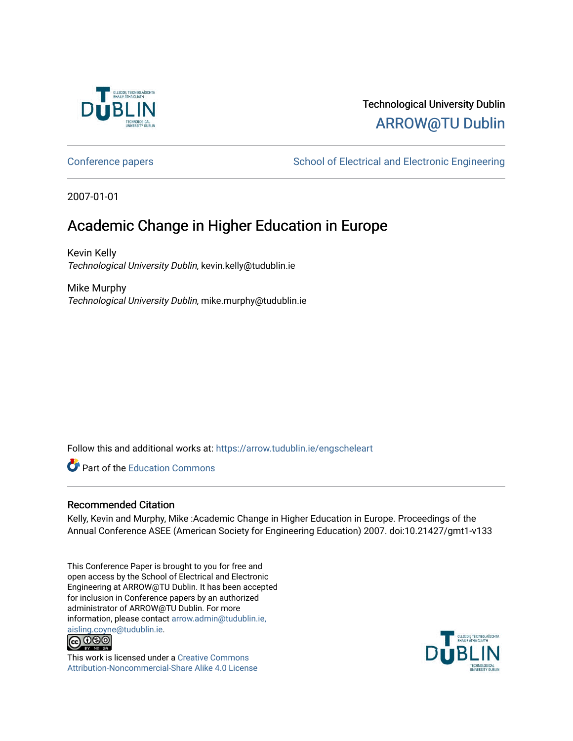Technological University Dublin

ARROW@TU Dublin

Conference papers | School of Electrical and Electronic Engineering

2007-01-01

# Academic Change in Higher Education in Europe

Kevin Kelly
*Technological University Dublin*, kevin.kelly@tudublin.ie

Mike Murphy
*Technological University Dublin*, mike.murphy@tudublin.ie

Follow this and additional works at: https://arrow.tudublin.ie/engscheleart

Part of the Education Commons

## Recommended Citation

Kelly, Kevin and Murphy, Mike :Academic Change in Higher Education in Europe. Proceedings of the Annual Conference ASEE (American Society for Engineering Education) 2007. doi:10.21427/gmt1-v133

This Conference Paper is brought to you for free and open access by the School of Electrical and Electronic Engineering at ARROW@TU Dublin. It has been accepted for inclusion in Conference papers by an authorized administrator of ARROW@TU Dublin. For more information, please contact arrow.admin@tudublin.ie, aisling.coyne@tudublin.ie.

This work is licensed under a Creative Commons Attribution-Noncommercial-Share Alike 4.0 License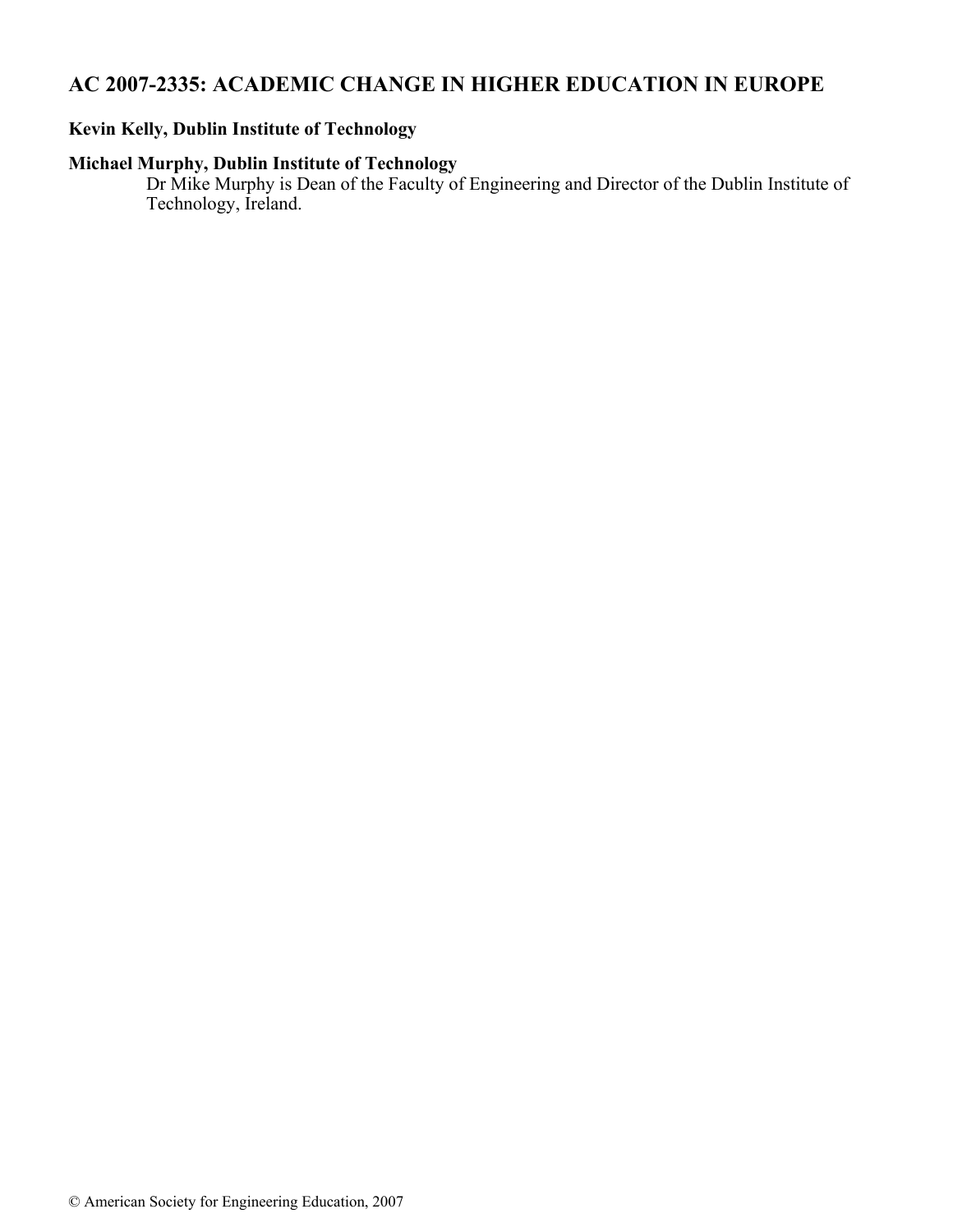# AC 2007-2335: ACADEMIC CHANGE IN HIGHER EDUCATION IN EUROPE

**Kevin Kelly, Dublin Institute of Technology**

**Michael Murphy, Dublin Institute of Technology**

Dr Mike Murphy is Dean of the Faculty of Engineering and Director of the Dublin Institute of Technology, Ireland.

© American Society for Engineering Education, 2007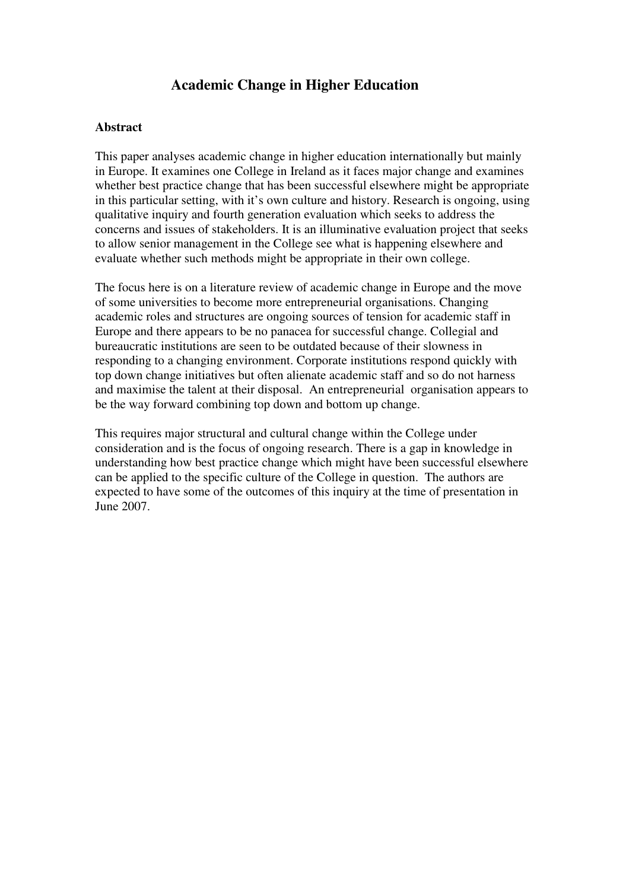# Academic Change in Higher Education

**Abstract**

This paper analyses academic change in higher education internationally but mainly in Europe. It examines one College in Ireland as it faces major change and examines whether best practice change that has been successful elsewhere might be appropriate in this particular setting, with it's own culture and history. Research is ongoing, using qualitative inquiry and fourth generation evaluation which seeks to address the concerns and issues of stakeholders. It is an illuminative evaluation project that seeks to allow senior management in the College see what is happening elsewhere and evaluate whether such methods might be appropriate in their own college.

The focus here is on a literature review of academic change in Europe and the move of some universities to become more entrepreneurial organisations. Changing academic roles and structures are ongoing sources of tension for academic staff in Europe and there appears to be no panacea for successful change. Collegial and bureaucratic institutions are seen to be outdated because of their slowness in responding to a changing environment. Corporate institutions respond quickly with top down change initiatives but often alienate academic staff and so do not harness and maximise the talent at their disposal. An entrepreneurial organisation appears to be the way forward combining top down and bottom up change.

This requires major structural and cultural change within the College under consideration and is the focus of ongoing research. There is a gap in knowledge in understanding how best practice change which might have been successful elsewhere can be applied to the specific culture of the College in question. The authors are expected to have some of the outcomes of this inquiry at the time of presentation in June 2007.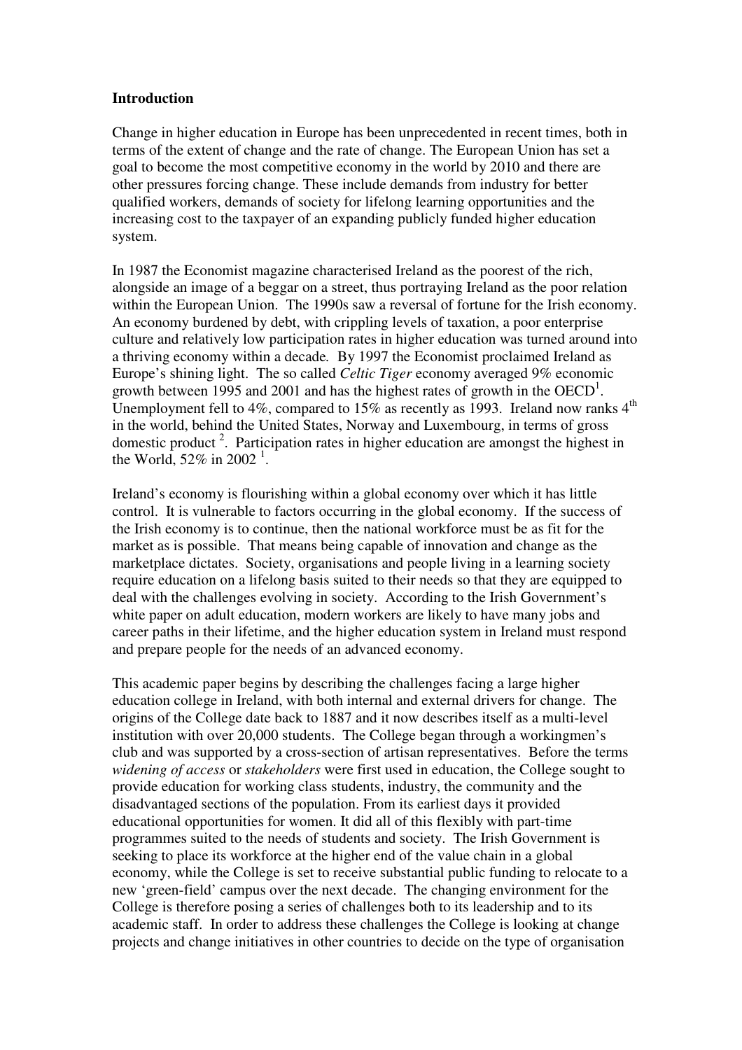**Introduction**

Change in higher education in Europe has been unprecedented in recent times, both in terms of the extent of change and the rate of change. The European Union has set a goal to become the most competitive economy in the world by 2010 and there are other pressures forcing change. These include demands from industry for better qualified workers, demands of society for lifelong learning opportunities and the increasing cost to the taxpayer of an expanding publicly funded higher education system.

In 1987 the Economist magazine characterised Ireland as the poorest of the rich, alongside an image of a beggar on a street, thus portraying Ireland as the poor relation within the European Union. The 1990s saw a reversal of fortune for the Irish economy. An economy burdened by debt, with crippling levels of taxation, a poor enterprise culture and relatively low participation rates in higher education was turned around into a thriving economy within a decade. By 1997 the Economist proclaimed Ireland as Europe's shining light. The so called *Celtic Tiger* economy averaged 9% economic growth between 1995 and 2001 and has the highest rates of growth in the OECD[1]. Unemployment fell to 4%, compared to 15% as recently as 1993. Ireland now ranks 4th in the world, behind the United States, Norway and Luxembourg, in terms of gross domestic product [2]. Participation rates in higher education are amongst the highest in the World, 52% in 2002 [1].

Ireland's economy is flourishing within a global economy over which it has little control. It is vulnerable to factors occurring in the global economy. If the success of the Irish economy is to continue, then the national workforce must be as fit for the market as is possible. That means being capable of innovation and change as the marketplace dictates. Society, organisations and people living in a learning society require education on a lifelong basis suited to their needs so that they are equipped to deal with the challenges evolving in society. According to the Irish Government's white paper on adult education, modern workers are likely to have many jobs and career paths in their lifetime, and the higher education system in Ireland must respond and prepare people for the needs of an advanced economy.

This academic paper begins by describing the challenges facing a large higher education college in Ireland, with both internal and external drivers for change. The origins of the College date back to 1887 and it now describes itself as a multi-level institution with over 20,000 students. The College began through a workingmen's club and was supported by a cross-section of artisan representatives. Before the terms *widening of access* or *stakeholders* were first used in education, the College sought to provide education for working class students, industry, the community and the disadvantaged sections of the population. From its earliest days it provided educational opportunities for women. It did all of this flexibly with part-time programmes suited to the needs of students and society. The Irish Government is seeking to place its workforce at the higher end of the value chain in a global economy, while the College is set to receive substantial public funding to relocate to a new 'green-field' campus over the next decade. The changing environment for the College is therefore posing a series of challenges both to its leadership and to its academic staff. In order to address these challenges the College is looking at change projects and change initiatives in other countries to decide on the type of organisation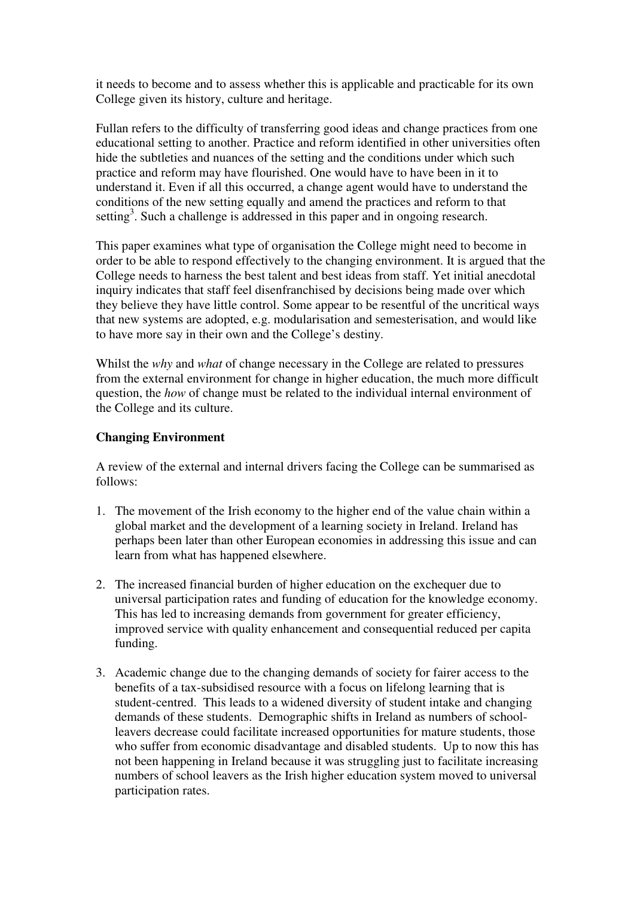it needs to become and to assess whether this is applicable and practicable for its own College given its history, culture and heritage.

Fullan refers to the difficulty of transferring good ideas and change practices from one educational setting to another. Practice and reform identified in other universities often hide the subtleties and nuances of the setting and the conditions under which such practice and reform may have flourished. One would have to have been in it to understand it. Even if all this occurred, a change agent would have to understand the conditions of the new setting equally and amend the practices and reform to that setting[3]. Such a challenge is addressed in this paper and in ongoing research.

This paper examines what type of organisation the College might need to become in order to be able to respond effectively to the changing environment. It is argued that the College needs to harness the best talent and best ideas from staff. Yet initial anecdotal inquiry indicates that staff feel disenfranchised by decisions being made over which they believe they have little control. Some appear to be resentful of the uncritical ways that new systems are adopted, e.g. modularisation and semesterisation, and would like to have more say in their own and the College's destiny.

Whilst the *why* and *what* of change necessary in the College are related to pressures from the external environment for change in higher education, the much more difficult question, the *how* of change must be related to the individual internal environment of the College and its culture.

**Changing Environment**

A review of the external and internal drivers facing the College can be summarised as follows:

1. The movement of the Irish economy to the higher end of the value chain within a global market and the development of a learning society in Ireland. Ireland has perhaps been later than other European economies in addressing this issue and can learn from what has happened elsewhere.

2. The increased financial burden of higher education on the exchequer due to universal participation rates and funding of education for the knowledge economy. This has led to increasing demands from government for greater efficiency, improved service with quality enhancement and consequential reduced per capita funding.

3. Academic change due to the changing demands of society for fairer access to the benefits of a tax-subsidised resource with a focus on lifelong learning that is student-centred. This leads to a widened diversity of student intake and changing demands of these students. Demographic shifts in Ireland as numbers of school-leavers decrease could facilitate increased opportunities for mature students, those who suffer from economic disadvantage and disabled students. Up to now this has not been happening in Ireland because it was struggling just to facilitate increasing numbers of school leavers as the Irish higher education system moved to universal participation rates.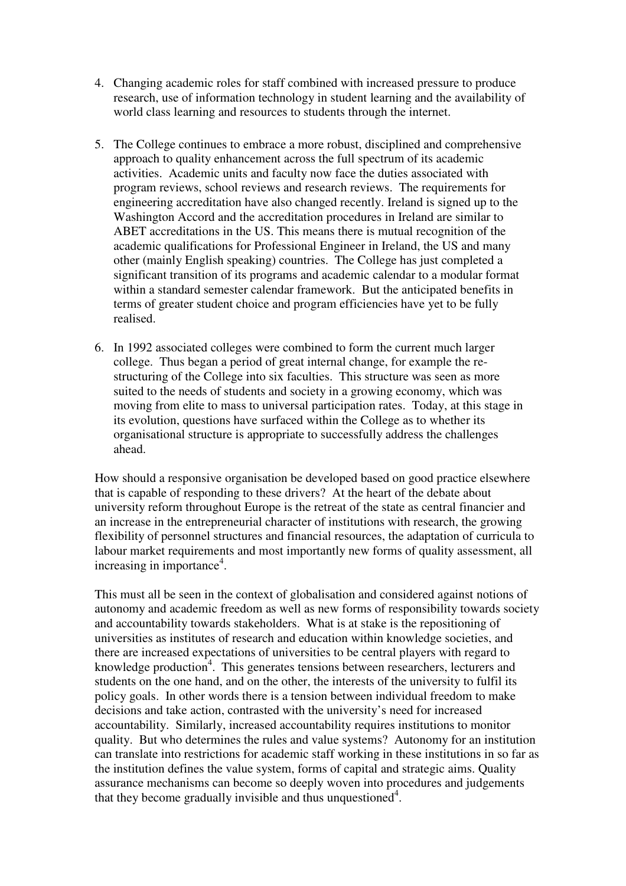4. Changing academic roles for staff combined with increased pressure to produce research, use of information technology in student learning and the availability of world class learning and resources to students through the internet.

5. The College continues to embrace a more robust, disciplined and comprehensive approach to quality enhancement across the full spectrum of its academic activities. Academic units and faculty now face the duties associated with program reviews, school reviews and research reviews. The requirements for engineering accreditation have also changed recently. Ireland is signed up to the Washington Accord and the accreditation procedures in Ireland are similar to ABET accreditations in the US. This means there is mutual recognition of the academic qualifications for Professional Engineer in Ireland, the US and many other (mainly English speaking) countries. The College has just completed a significant transition of its programs and academic calendar to a modular format within a standard semester calendar framework. But the anticipated benefits in terms of greater student choice and program efficiencies have yet to be fully realised.

6. In 1992 associated colleges were combined to form the current much larger college. Thus began a period of great internal change, for example the re-structuring of the College into six faculties. This structure was seen as more suited to the needs of students and society in a growing economy, which was moving from elite to mass to universal participation rates. Today, at this stage in its evolution, questions have surfaced within the College as to whether its organisational structure is appropriate to successfully address the challenges ahead.

How should a responsive organisation be developed based on good practice elsewhere that is capable of responding to these drivers? At the heart of the debate about university reform throughout Europe is the retreat of the state as central financier and an increase in the entrepreneurial character of institutions with research, the growing flexibility of personnel structures and financial resources, the adaptation of curricula to labour market requirements and most importantly new forms of quality assessment, all increasing in importance[4].

This must all be seen in the context of globalisation and considered against notions of autonomy and academic freedom as well as new forms of responsibility towards society and accountability towards stakeholders. What is at stake is the repositioning of universities as institutes of research and education within knowledge societies, and there are increased expectations of universities to be central players with regard to knowledge production[4]. This generates tensions between researchers, lecturers and students on the one hand, and on the other, the interests of the university to fulfil its policy goals. In other words there is a tension between individual freedom to make decisions and take action, contrasted with the university's need for increased accountability. Similarly, increased accountability requires institutions to monitor quality. But who determines the rules and value systems? Autonomy for an institution can translate into restrictions for academic staff working in these institutions in so far as the institution defines the value system, forms of capital and strategic aims. Quality assurance mechanisms can become so deeply woven into procedures and judgements that they become gradually invisible and thus unquestioned[4].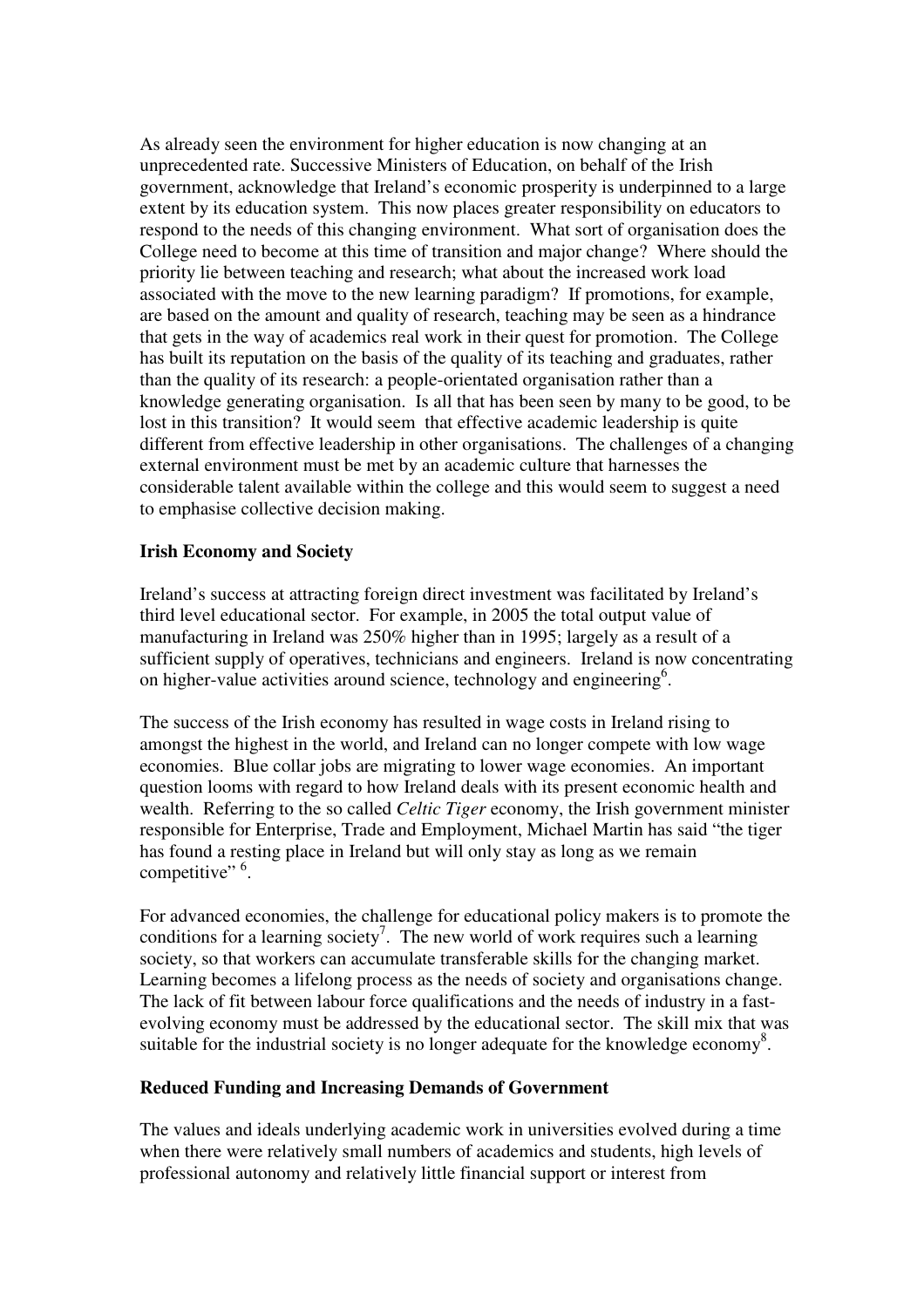As already seen the environment for higher education is now changing at an unprecedented rate. Successive Ministers of Education, on behalf of the Irish government, acknowledge that Ireland's economic prosperity is underpinned to a large extent by its education system. This now places greater responsibility on educators to respond to the needs of this changing environment. What sort of organisation does the College need to become at this time of transition and major change? Where should the priority lie between teaching and research; what about the increased work load associated with the move to the new learning paradigm? If promotions, for example, are based on the amount and quality of research, teaching may be seen as a hindrance that gets in the way of academics real work in their quest for promotion. The College has built its reputation on the basis of the quality of its teaching and graduates, rather than the quality of its research: a people-orientated organisation rather than a knowledge generating organisation. Is all that has been seen by many to be good, to be lost in this transition? It would seem that effective academic leadership is quite different from effective leadership in other organisations. The challenges of a changing external environment must be met by an academic culture that harnesses the considerable talent available within the college and this would seem to suggest a need to emphasise collective decision making.

**Irish Economy and Society**

Ireland's success at attracting foreign direct investment was facilitated by Ireland's third level educational sector. For example, in 2005 the total output value of manufacturing in Ireland was 250% higher than in 1995; largely as a result of a sufficient supply of operatives, technicians and engineers. Ireland is now concentrating on higher-value activities around science, technology and engineering[6].

The success of the Irish economy has resulted in wage costs in Ireland rising to amongst the highest in the world, and Ireland can no longer compete with low wage economies. Blue collar jobs are migrating to lower wage economies. An important question looms with regard to how Ireland deals with its present economic health and wealth. Referring to the so called *Celtic Tiger* economy, the Irish government minister responsible for Enterprise, Trade and Employment, Michael Martin has said "the tiger has found a resting place in Ireland but will only stay as long as we remain competitive" [6].

For advanced economies, the challenge for educational policy makers is to promote the conditions for a learning society[7]. The new world of work requires such a learning society, so that workers can accumulate transferable skills for the changing market. Learning becomes a lifelong process as the needs of society and organisations change. The lack of fit between labour force qualifications and the needs of industry in a fast-evolving economy must be addressed by the educational sector. The skill mix that was suitable for the industrial society is no longer adequate for the knowledge economy[8].

**Reduced Funding and Increasing Demands of Government**

The values and ideals underlying academic work in universities evolved during a time when there were relatively small numbers of academics and students, high levels of professional autonomy and relatively little financial support or interest from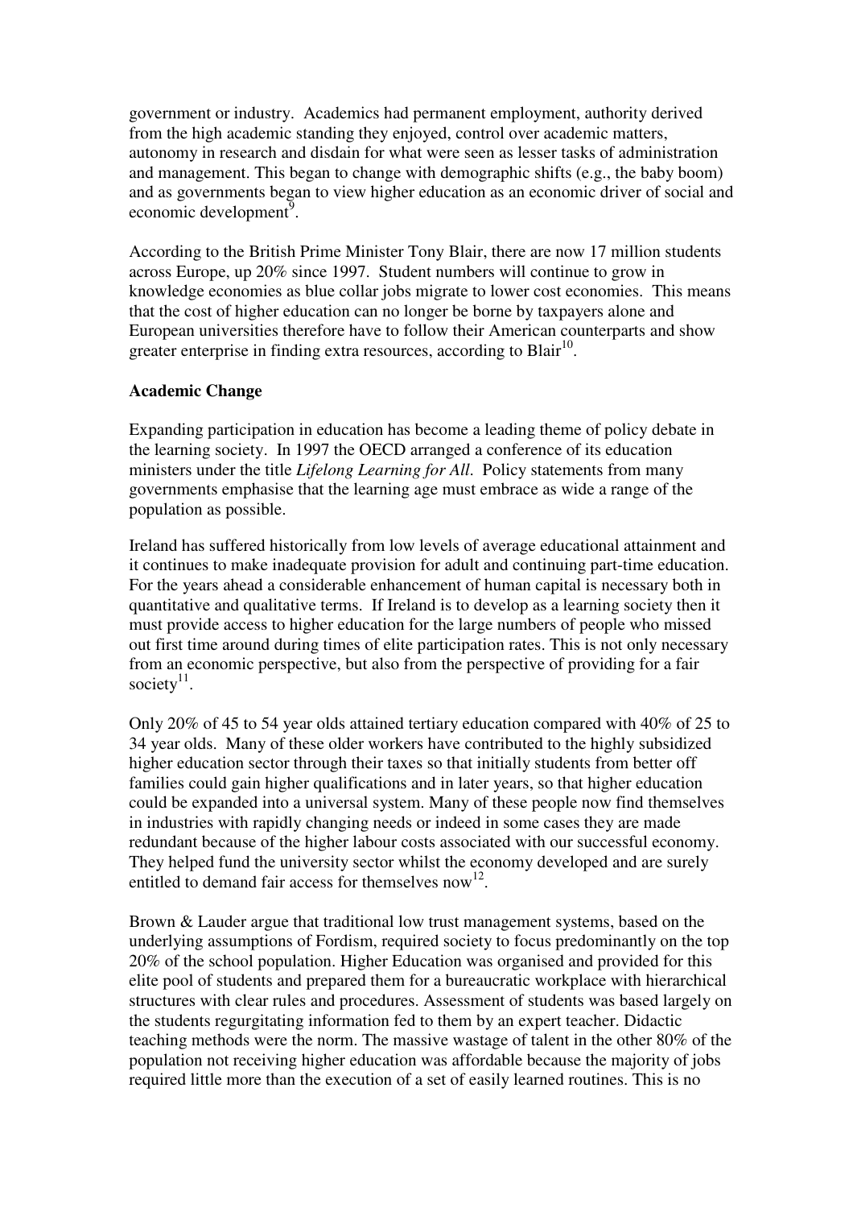government or industry. Academics had permanent employment, authority derived from the high academic standing they enjoyed, control over academic matters, autonomy in research and disdain for what were seen as lesser tasks of administration and management. This began to change with demographic shifts (e.g., the baby boom) and as governments began to view higher education as an economic driver of social and economic development[9].

According to the British Prime Minister Tony Blair, there are now 17 million students across Europe, up 20% since 1997. Student numbers will continue to grow in knowledge economies as blue collar jobs migrate to lower cost economies. This means that the cost of higher education can no longer be borne by taxpayers alone and European universities therefore have to follow their American counterparts and show greater enterprise in finding extra resources, according to Blair[10].

**Academic Change**

Expanding participation in education has become a leading theme of policy debate in the learning society. In 1997 the OECD arranged a conference of its education ministers under the title *Lifelong Learning for All*. Policy statements from many governments emphasise that the learning age must embrace as wide a range of the population as possible.

Ireland has suffered historically from low levels of average educational attainment and it continues to make inadequate provision for adult and continuing part-time education. For the years ahead a considerable enhancement of human capital is necessary both in quantitative and qualitative terms. If Ireland is to develop as a learning society then it must provide access to higher education for the large numbers of people who missed out first time around during times of elite participation rates. This is not only necessary from an economic perspective, but also from the perspective of providing for a fair society[11].

Only 20% of 45 to 54 year olds attained tertiary education compared with 40% of 25 to 34 year olds. Many of these older workers have contributed to the highly subsidized higher education sector through their taxes so that initially students from better off families could gain higher qualifications and in later years, so that higher education could be expanded into a universal system. Many of these people now find themselves in industries with rapidly changing needs or indeed in some cases they are made redundant because of the higher labour costs associated with our successful economy. They helped fund the university sector whilst the economy developed and are surely entitled to demand fair access for themselves now[12].

Brown & Lauder argue that traditional low trust management systems, based on the underlying assumptions of Fordism, required society to focus predominantly on the top 20% of the school population. Higher Education was organised and provided for this elite pool of students and prepared them for a bureaucratic workplace with hierarchical structures with clear rules and procedures. Assessment of students was based largely on the students regurgitating information fed to them by an expert teacher. Didactic teaching methods were the norm. The massive wastage of talent in the other 80% of the population not receiving higher education was affordable because the majority of jobs required little more than the execution of a set of easily learned routines. This is no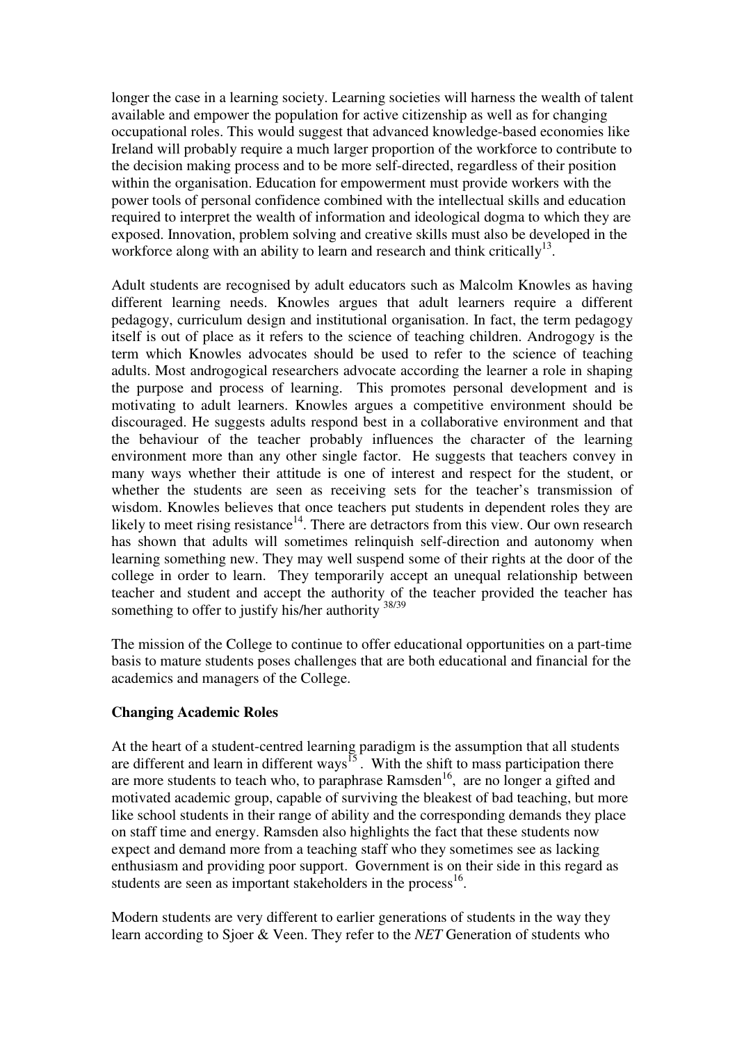longer the case in a learning society. Learning societies will harness the wealth of talent available and empower the population for active citizenship as well as for changing occupational roles. This would suggest that advanced knowledge-based economies like Ireland will probably require a much larger proportion of the workforce to contribute to the decision making process and to be more self-directed, regardless of their position within the organisation. Education for empowerment must provide workers with the power tools of personal confidence combined with the intellectual skills and education required to interpret the wealth of information and ideological dogma to which they are exposed. Innovation, problem solving and creative skills must also be developed in the workforce along with an ability to learn and research and think critically[13].

Adult students are recognised by adult educators such as Malcolm Knowles as having different learning needs. Knowles argues that adult learners require a different pedagogy, curriculum design and institutional organisation. In fact, the term pedagogy itself is out of place as it refers to the science of teaching children. Androgogy is the term which Knowles advocates should be used to refer to the science of teaching adults. Most androgogical researchers advocate according the learner a role in shaping the purpose and process of learning. This promotes personal development and is motivating to adult learners. Knowles argues a competitive environment should be discouraged. He suggests adults respond best in a collaborative environment and that the behaviour of the teacher probably influences the character of the learning environment more than any other single factor. He suggests that teachers convey in many ways whether their attitude is one of interest and respect for the student, or whether the students are seen as receiving sets for the teacher's transmission of wisdom. Knowles believes that once teachers put students in dependent roles they are likely to meet rising resistance[14]. There are detractors from this view. Our own research has shown that adults will sometimes relinquish self-direction and autonomy when learning something new. They may well suspend some of their rights at the door of the college in order to learn. They temporarily accept an unequal relationship between teacher and student and accept the authority of the teacher provided the teacher has something to offer to justify his/her authority [38/39]

The mission of the College to continue to offer educational opportunities on a part-time basis to mature students poses challenges that are both educational and financial for the academics and managers of the College.

**Changing Academic Roles**

At the heart of a student-centred learning paradigm is the assumption that all students are different and learn in different ways[15]. With the shift to mass participation there are more students to teach who, to paraphrase Ramsden[16], are no longer a gifted and motivated academic group, capable of surviving the bleakest of bad teaching, but more like school students in their range of ability and the corresponding demands they place on staff time and energy. Ramsden also highlights the fact that these students now expect and demand more from a teaching staff who they sometimes see as lacking enthusiasm and providing poor support. Government is on their side in this regard as students are seen as important stakeholders in the process[16].

Modern students are very different to earlier generations of students in the way they learn according to Sjoer & Veen. They refer to the *NET* Generation of students who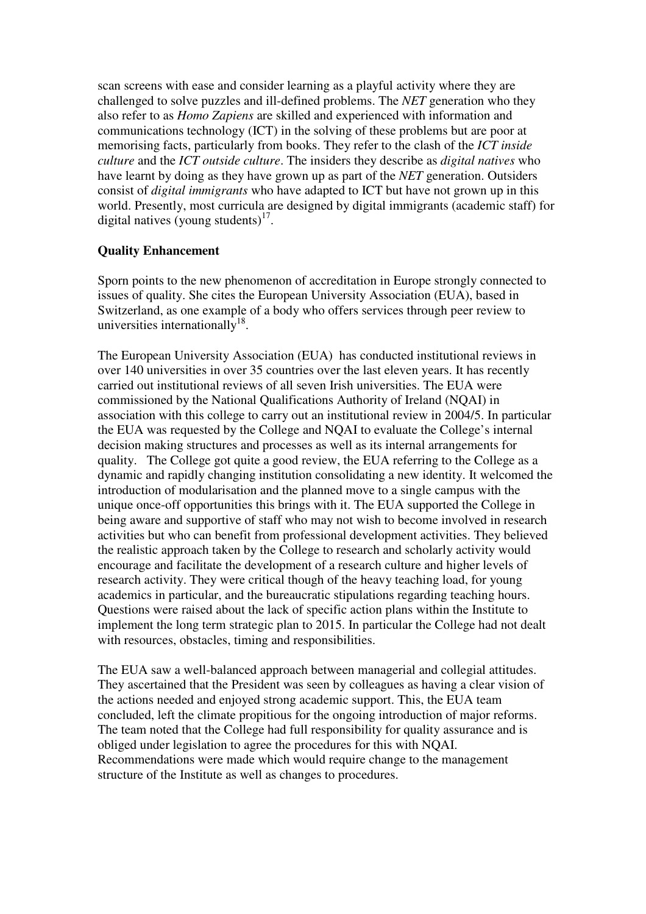scan screens with ease and consider learning as a playful activity where they are challenged to solve puzzles and ill-defined problems. The *NET* generation who they also refer to as *Homo Zapiens* are skilled and experienced with information and communications technology (ICT) in the solving of these problems but are poor at memorising facts, particularly from books. They refer to the clash of the *ICT inside culture* and the *ICT outside culture*. The insiders they describe as *digital natives* who have learnt by doing as they have grown up as part of the *NET* generation. Outsiders consist of *digital immigrants* who have adapted to ICT but have not grown up in this world. Presently, most curricula are designed by digital immigrants (academic staff) for digital natives (young students)[17].

**Quality Enhancement**

Sporn points to the new phenomenon of accreditation in Europe strongly connected to issues of quality. She cites the European University Association (EUA), based in Switzerland, as one example of a body who offers services through peer review to universities internationally[18].

The European University Association (EUA) has conducted institutional reviews in over 140 universities in over 35 countries over the last eleven years. It has recently carried out institutional reviews of all seven Irish universities. The EUA were commissioned by the National Qualifications Authority of Ireland (NQAI) in association with this college to carry out an institutional review in 2004/5. In particular the EUA was requested by the College and NQAI to evaluate the College's internal decision making structures and processes as well as its internal arrangements for quality. The College got quite a good review, the EUA referring to the College as a dynamic and rapidly changing institution consolidating a new identity. It welcomed the introduction of modularisation and the planned move to a single campus with the unique once-off opportunities this brings with it. The EUA supported the College in being aware and supportive of staff who may not wish to become involved in research activities but who can benefit from professional development activities. They believed the realistic approach taken by the College to research and scholarly activity would encourage and facilitate the development of a research culture and higher levels of research activity. They were critical though of the heavy teaching load, for young academics in particular, and the bureaucratic stipulations regarding teaching hours. Questions were raised about the lack of specific action plans within the Institute to implement the long term strategic plan to 2015. In particular the College had not dealt with resources, obstacles, timing and responsibilities.

The EUA saw a well-balanced approach between managerial and collegial attitudes. They ascertained that the President was seen by colleagues as having a clear vision of the actions needed and enjoyed strong academic support. This, the EUA team concluded, left the climate propitious for the ongoing introduction of major reforms. The team noted that the College had full responsibility for quality assurance and is obliged under legislation to agree the procedures for this with NQAI. Recommendations were made which would require change to the management structure of the Institute as well as changes to procedures.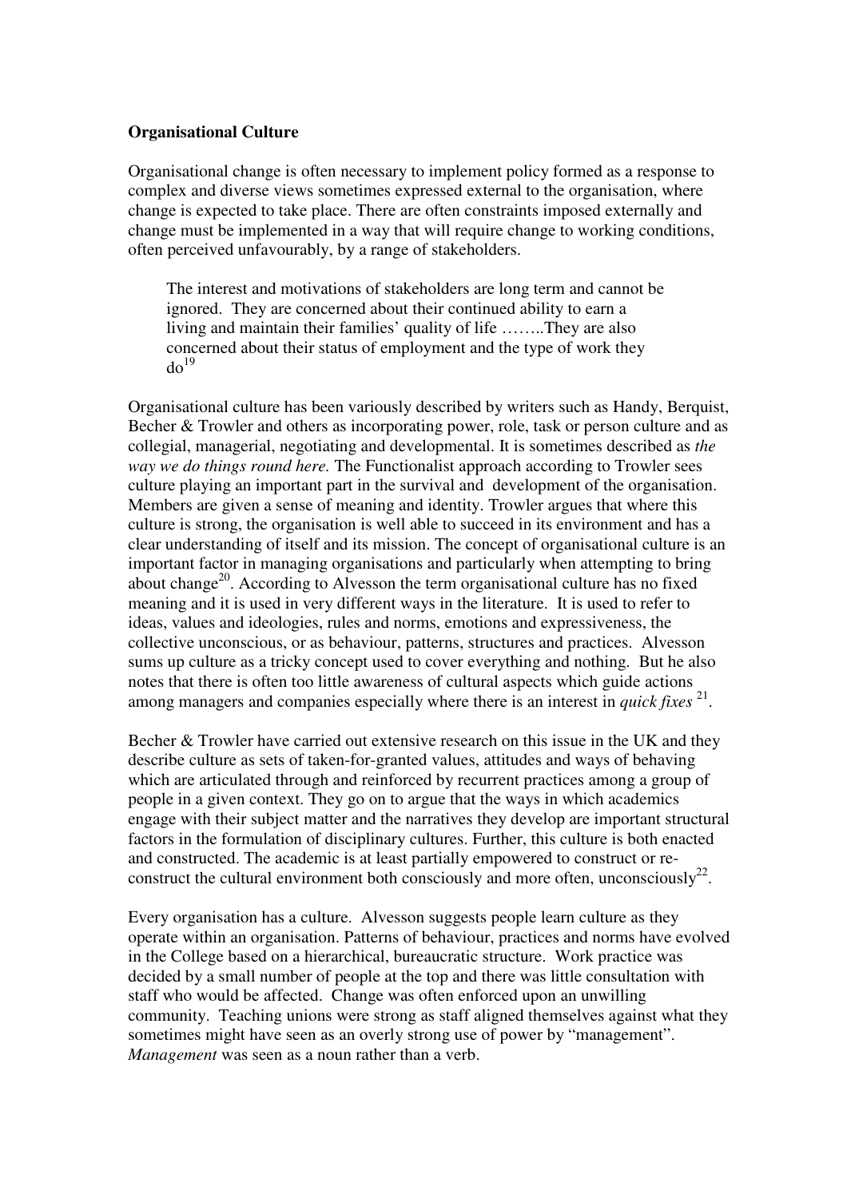**Organisational Culture**

Organisational change is often necessary to implement policy formed as a response to complex and diverse views sometimes expressed external to the organisation, where change is expected to take place. There are often constraints imposed externally and change must be implemented in a way that will require change to working conditions, often perceived unfavourably, by a range of stakeholders.

> The interest and motivations of stakeholders are long term and cannot be ignored. They are concerned about their continued ability to earn a living and maintain their families' quality of life ……..They are also concerned about their status of employment and the type of work they do[19]

Organisational culture has been variously described by writers such as Handy, Berquist, Becher & Trowler and others as incorporating power, role, task or person culture and as collegial, managerial, negotiating and developmental. It is sometimes described as *the way we do things round here.* The Functionalist approach according to Trowler sees culture playing an important part in the survival and development of the organisation. Members are given a sense of meaning and identity. Trowler argues that where this culture is strong, the organisation is well able to succeed in its environment and has a clear understanding of itself and its mission. The concept of organisational culture is an important factor in managing organisations and particularly when attempting to bring about change[20]. According to Alvesson the term organisational culture has no fixed meaning and it is used in very different ways in the literature. It is used to refer to ideas, values and ideologies, rules and norms, emotions and expressiveness, the collective unconscious, or as behaviour, patterns, structures and practices. Alvesson sums up culture as a tricky concept used to cover everything and nothing. But he also notes that there is often too little awareness of cultural aspects which guide actions among managers and companies especially where there is an interest in *quick fixes* [21].

Becher & Trowler have carried out extensive research on this issue in the UK and they describe culture as sets of taken-for-granted values, attitudes and ways of behaving which are articulated through and reinforced by recurrent practices among a group of people in a given context. They go on to argue that the ways in which academics engage with their subject matter and the narratives they develop are important structural factors in the formulation of disciplinary cultures. Further, this culture is both enacted and constructed. The academic is at least partially empowered to construct or re-construct the cultural environment both consciously and more often, unconsciously[22].

Every organisation has a culture. Alvesson suggests people learn culture as they operate within an organisation. Patterns of behaviour, practices and norms have evolved in the College based on a hierarchical, bureaucratic structure. Work practice was decided by a small number of people at the top and there was little consultation with staff who would be affected. Change was often enforced upon an unwilling community. Teaching unions were strong as staff aligned themselves against what they sometimes might have seen as an overly strong use of power by "management". *Management* was seen as a noun rather than a verb.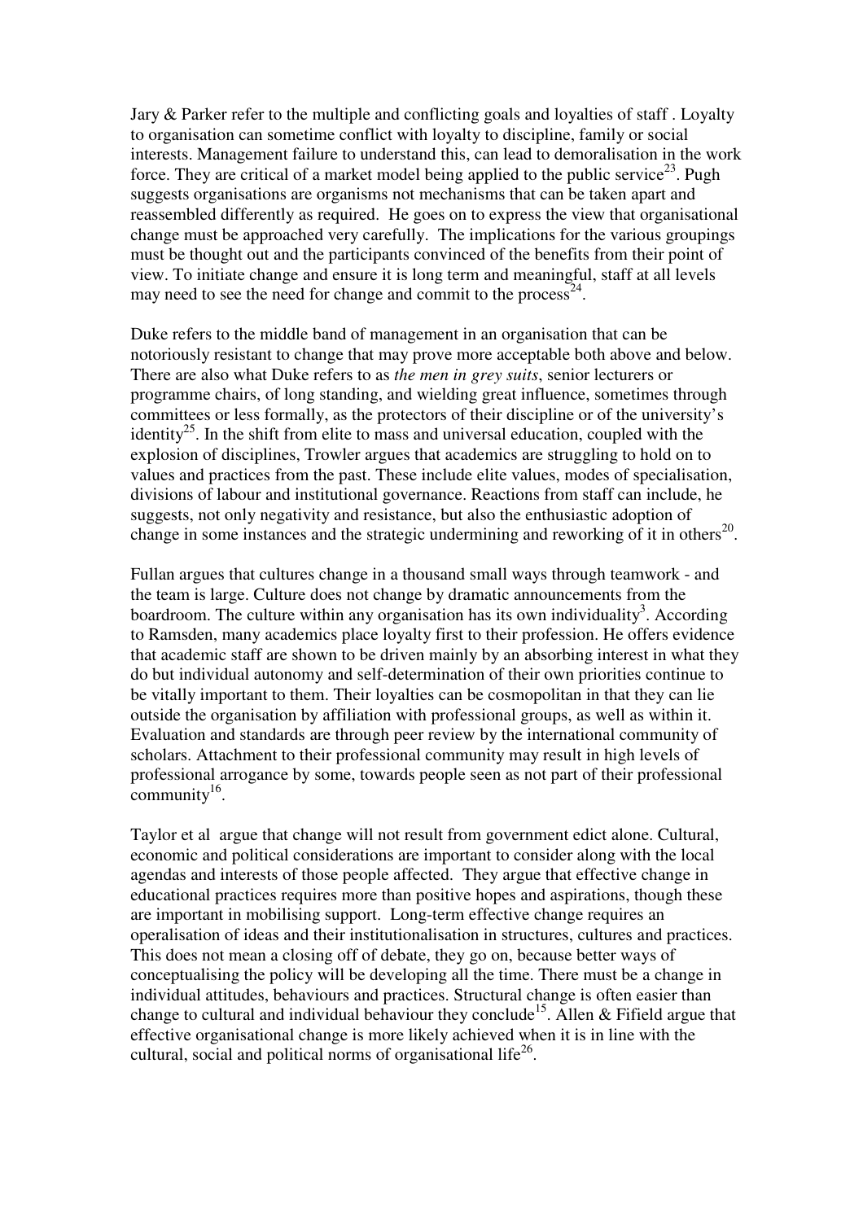Jary & Parker refer to the multiple and conflicting goals and loyalties of staff . Loyalty to organisation can sometime conflict with loyalty to discipline, family or social interests. Management failure to understand this, can lead to demoralisation in the work force. They are critical of a market model being applied to the public service[23]. Pugh suggests organisations are organisms not mechanisms that can be taken apart and reassembled differently as required. He goes on to express the view that organisational change must be approached very carefully. The implications for the various groupings must be thought out and the participants convinced of the benefits from their point of view. To initiate change and ensure it is long term and meaningful, staff at all levels may need to see the need for change and commit to the process[24].

Duke refers to the middle band of management in an organisation that can be notoriously resistant to change that may prove more acceptable both above and below. There are also what Duke refers to as *the men in grey suits*, senior lecturers or programme chairs, of long standing, and wielding great influence, sometimes through committees or less formally, as the protectors of their discipline or of the university's identity[25]. In the shift from elite to mass and universal education, coupled with the explosion of disciplines, Trowler argues that academics are struggling to hold on to values and practices from the past. These include elite values, modes of specialisation, divisions of labour and institutional governance. Reactions from staff can include, he suggests, not only negativity and resistance, but also the enthusiastic adoption of change in some instances and the strategic undermining and reworking of it in others[20].

Fullan argues that cultures change in a thousand small ways through teamwork - and the team is large. Culture does not change by dramatic announcements from the boardroom. The culture within any organisation has its own individuality[3]. According to Ramsden, many academics place loyalty first to their profession. He offers evidence that academic staff are shown to be driven mainly by an absorbing interest in what they do but individual autonomy and self-determination of their own priorities continue to be vitally important to them. Their loyalties can be cosmopolitan in that they can lie outside the organisation by affiliation with professional groups, as well as within it. Evaluation and standards are through peer review by the international community of scholars. Attachment to their professional community may result in high levels of professional arrogance by some, towards people seen as not part of their professional community[16].

Taylor et al argue that change will not result from government edict alone. Cultural, economic and political considerations are important to consider along with the local agendas and interests of those people affected. They argue that effective change in educational practices requires more than positive hopes and aspirations, though these are important in mobilising support. Long-term effective change requires an operalisation of ideas and their institutionalisation in structures, cultures and practices. This does not mean a closing off of debate, they go on, because better ways of conceptualising the policy will be developing all the time. There must be a change in individual attitudes, behaviours and practices. Structural change is often easier than change to cultural and individual behaviour they conclude[15]. Allen & Fifield argue that effective organisational change is more likely achieved when it is in line with the cultural, social and political norms of organisational life[26].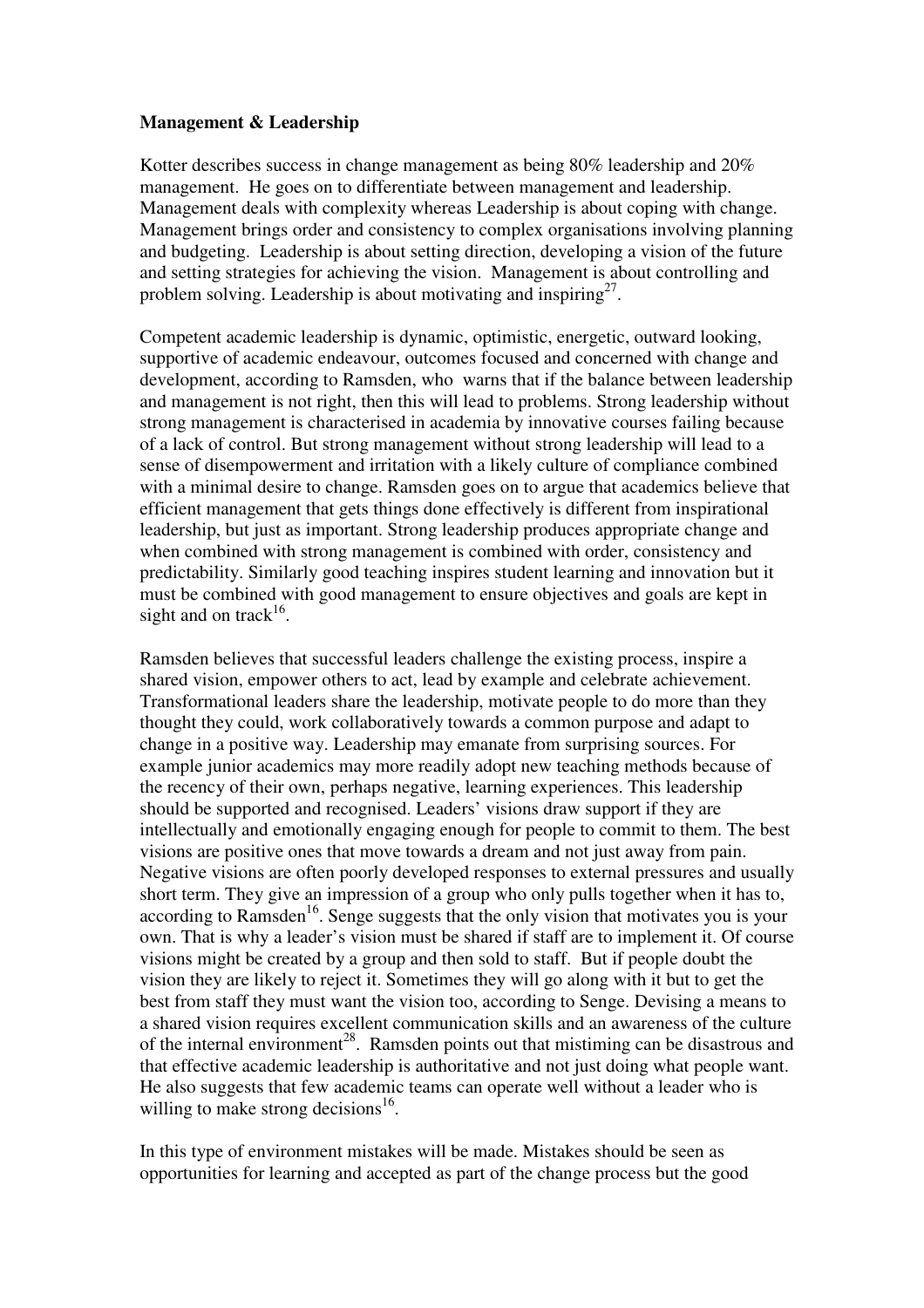**Management & Leadership**

Kotter describes success in change management as being 80% leadership and 20% management. He goes on to differentiate between management and leadership. Management deals with complexity whereas Leadership is about coping with change. Management brings order and consistency to complex organisations involving planning and budgeting. Leadership is about setting direction, developing a vision of the future and setting strategies for achieving the vision. Management is about controlling and problem solving. Leadership is about motivating and inspiring[27].

Competent academic leadership is dynamic, optimistic, energetic, outward looking, supportive of academic endeavour, outcomes focused and concerned with change and development, according to Ramsden, who warns that if the balance between leadership and management is not right, then this will lead to problems. Strong leadership without strong management is characterised in academia by innovative courses failing because of a lack of control. But strong management without strong leadership will lead to a sense of disempowerment and irritation with a likely culture of compliance combined with a minimal desire to change. Ramsden goes on to argue that academics believe that efficient management that gets things done effectively is different from inspirational leadership, but just as important. Strong leadership produces appropriate change and when combined with strong management is combined with order, consistency and predictability. Similarly good teaching inspires student learning and innovation but it must be combined with good management to ensure objectives and goals are kept in sight and on track[16].

Ramsden believes that successful leaders challenge the existing process, inspire a shared vision, empower others to act, lead by example and celebrate achievement. Transformational leaders share the leadership, motivate people to do more than they thought they could, work collaboratively towards a common purpose and adapt to change in a positive way. Leadership may emanate from surprising sources. For example junior academics may more readily adopt new teaching methods because of the recency of their own, perhaps negative, learning experiences. This leadership should be supported and recognised. Leaders' visions draw support if they are intellectually and emotionally engaging enough for people to commit to them. The best visions are positive ones that move towards a dream and not just away from pain. Negative visions are often poorly developed responses to external pressures and usually short term. They give an impression of a group who only pulls together when it has to, according to Ramsden[16]. Senge suggests that the only vision that motivates you is your own. That is why a leader's vision must be shared if staff are to implement it. Of course visions might be created by a group and then sold to staff. But if people doubt the vision they are likely to reject it. Sometimes they will go along with it but to get the best from staff they must want the vision too, according to Senge. Devising a means to a shared vision requires excellent communication skills and an awareness of the culture of the internal environment[28]. Ramsden points out that mistiming can be disastrous and that effective academic leadership is authoritative and not just doing what people want. He also suggests that few academic teams can operate well without a leader who is willing to make strong decisions[16].

In this type of environment mistakes will be made. Mistakes should be seen as opportunities for learning and accepted as part of the change process but the good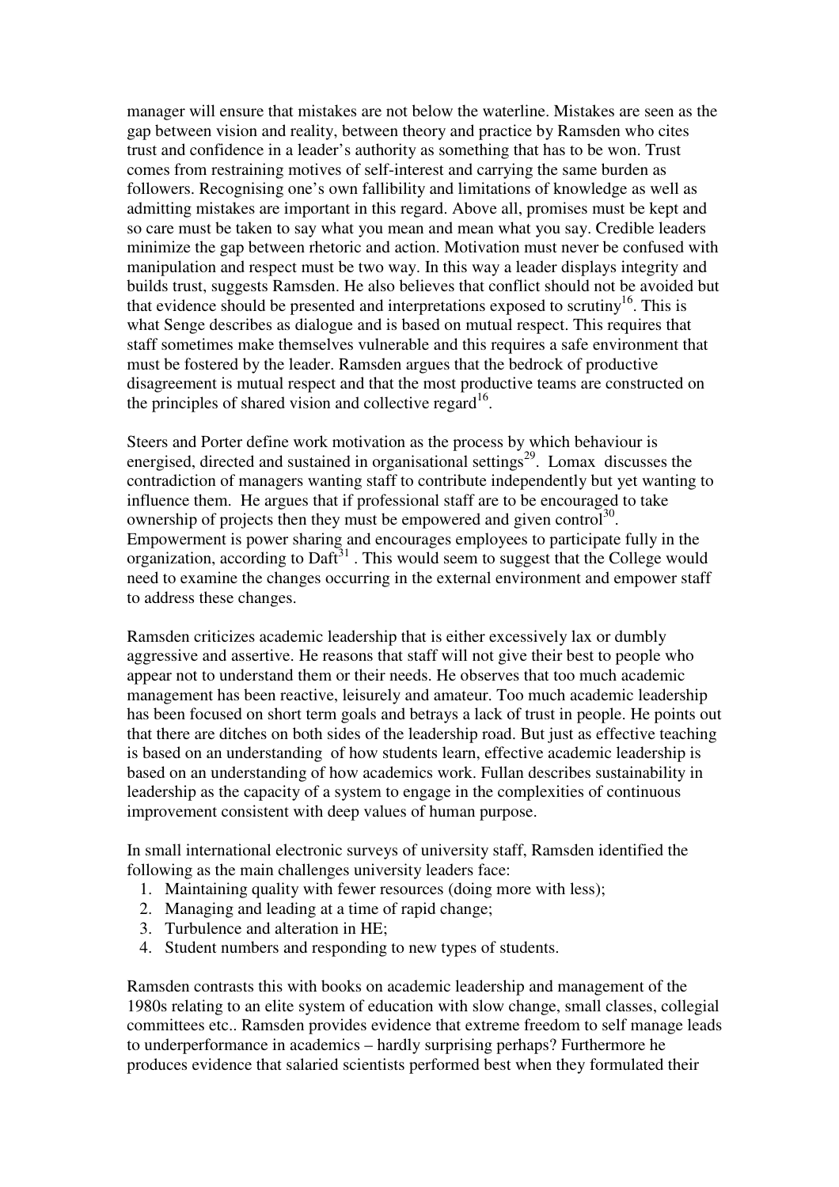manager will ensure that mistakes are not below the waterline. Mistakes are seen as the gap between vision and reality, between theory and practice by Ramsden who cites trust and confidence in a leader's authority as something that has to be won. Trust comes from restraining motives of self-interest and carrying the same burden as followers. Recognising one's own fallibility and limitations of knowledge as well as admitting mistakes are important in this regard. Above all, promises must be kept and so care must be taken to say what you mean and mean what you say. Credible leaders minimize the gap between rhetoric and action. Motivation must never be confused with manipulation and respect must be two way. In this way a leader displays integrity and builds trust, suggests Ramsden. He also believes that conflict should not be avoided but that evidence should be presented and interpretations exposed to scrutiny[16]. This is what Senge describes as dialogue and is based on mutual respect. This requires that staff sometimes make themselves vulnerable and this requires a safe environment that must be fostered by the leader. Ramsden argues that the bedrock of productive disagreement is mutual respect and that the most productive teams are constructed on the principles of shared vision and collective regard[16].

Steers and Porter define work motivation as the process by which behaviour is energised, directed and sustained in organisational settings[29]. Lomax discusses the contradiction of managers wanting staff to contribute independently but yet wanting to influence them. He argues that if professional staff are to be encouraged to take ownership of projects then they must be empowered and given control[30]. Empowerment is power sharing and encourages employees to participate fully in the organization, according to Daft[31]. This would seem to suggest that the College would need to examine the changes occurring in the external environment and empower staff to address these changes.

Ramsden criticizes academic leadership that is either excessively lax or dumbly aggressive and assertive. He reasons that staff will not give their best to people who appear not to understand them or their needs. He observes that too much academic management has been reactive, leisurely and amateur. Too much academic leadership has been focused on short term goals and betrays a lack of trust in people. He points out that there are ditches on both sides of the leadership road. But just as effective teaching is based on an understanding of how students learn, effective academic leadership is based on an understanding of how academics work. Fullan describes sustainability in leadership as the capacity of a system to engage in the complexities of continuous improvement consistent with deep values of human purpose.

In small international electronic surveys of university staff, Ramsden identified the following as the main challenges university leaders face:

1. Maintaining quality with fewer resources (doing more with less);
2. Managing and leading at a time of rapid change;
3. Turbulence and alteration in HE;
4. Student numbers and responding to new types of students.

Ramsden contrasts this with books on academic leadership and management of the 1980s relating to an elite system of education with slow change, small classes, collegial committees etc.. Ramsden provides evidence that extreme freedom to self manage leads to underperformance in academics – hardly surprising perhaps? Furthermore he produces evidence that salaried scientists performed best when they formulated their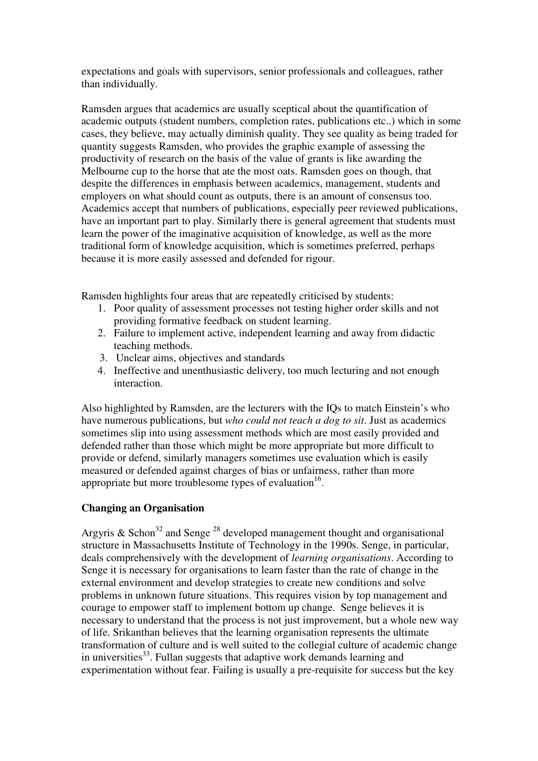expectations and goals with supervisors, senior professionals and colleagues, rather than individually.

Ramsden argues that academics are usually sceptical about the quantification of academic outputs (student numbers, completion rates, publications etc..) which in some cases, they believe, may actually diminish quality. They see quality as being traded for quantity suggests Ramsden, who provides the graphic example of assessing the productivity of research on the basis of the value of grants is like awarding the Melbourne cup to the horse that ate the most oats. Ramsden goes on though, that despite the differences in emphasis between academics, management, students and employers on what should count as outputs, there is an amount of consensus too. Academics accept that numbers of publications, especially peer reviewed publications, have an important part to play. Similarly there is general agreement that students must learn the power of the imaginative acquisition of knowledge, as well as the more traditional form of knowledge acquisition, which is sometimes preferred, perhaps because it is more easily assessed and defended for rigour.

Ramsden highlights four areas that are repeatedly criticised by students:

1. Poor quality of assessment processes not testing higher order skills and not providing formative feedback on student learning.
2. Failure to implement active, independent learning and away from didactic teaching methods.
3. Unclear aims, objectives and standards
4. Ineffective and unenthusiastic delivery, too much lecturing and not enough interaction.

Also highlighted by Ramsden, are the lecturers with the IQs to match Einstein's who have numerous publications, but *who could not teach a dog to sit*. Just as academics sometimes slip into using assessment methods which are most easily provided and defended rather than those which might be more appropriate but more difficult to provide or defend, similarly managers sometimes use evaluation which is easily measured or defended against charges of bias or unfairness, rather than more appropriate but more troublesome types of evaluation[16].

**Changing an Organisation**

Argyris & Schon[32] and Senge [28] developed management thought and organisational structure in Massachusetts Institute of Technology in the 1990s. Senge, in particular, deals comprehensively with the development of *learning organisations*. According to Senge it is necessary for organisations to learn faster than the rate of change in the external environment and develop strategies to create new conditions and solve problems in unknown future situations. This requires vision by top management and courage to empower staff to implement bottom up change. Senge believes it is necessary to understand that the process is not just improvement, but a whole new way of life. Srikanthan believes that the learning organisation represents the ultimate transformation of culture and is well suited to the collegial culture of academic change in universities[33]. Fullan suggests that adaptive work demands learning and experimentation without fear. Failing is usually a pre-requisite for success but the key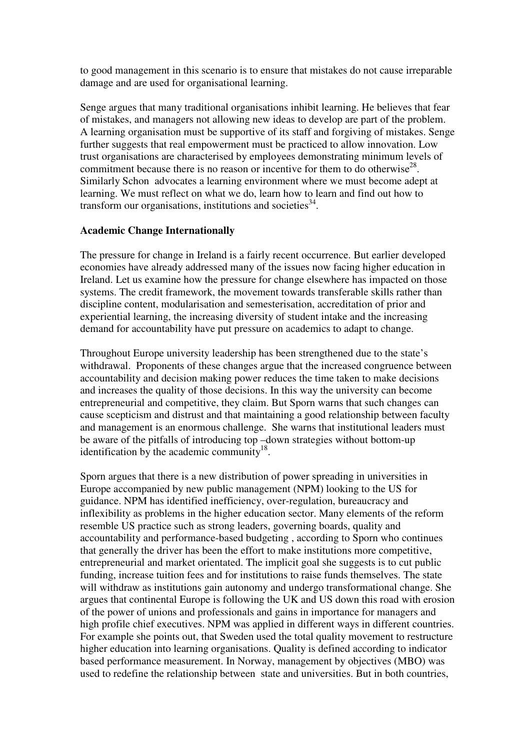to good management in this scenario is to ensure that mistakes do not cause irreparable damage and are used for organisational learning.

Senge argues that many traditional organisations inhibit learning. He believes that fear of mistakes, and managers not allowing new ideas to develop are part of the problem. A learning organisation must be supportive of its staff and forgiving of mistakes. Senge further suggests that real empowerment must be practiced to allow innovation. Low trust organisations are characterised by employees demonstrating minimum levels of commitment because there is no reason or incentive for them to do otherwise[28]. Similarly Schon advocates a learning environment where we must become adept at learning. We must reflect on what we do, learn how to learn and find out how to transform our organisations, institutions and societies[34].

**Academic Change Internationally**

The pressure for change in Ireland is a fairly recent occurrence. But earlier developed economies have already addressed many of the issues now facing higher education in Ireland. Let us examine how the pressure for change elsewhere has impacted on those systems. The credit framework, the movement towards transferable skills rather than discipline content, modularisation and semesterisation, accreditation of prior and experiential learning, the increasing diversity of student intake and the increasing demand for accountability have put pressure on academics to adapt to change.

Throughout Europe university leadership has been strengthened due to the state's withdrawal. Proponents of these changes argue that the increased congruence between accountability and decision making power reduces the time taken to make decisions and increases the quality of those decisions. In this way the university can become entrepreneurial and competitive, they claim. But Sporn warns that such changes can cause scepticism and distrust and that maintaining a good relationship between faculty and management is an enormous challenge. She warns that institutional leaders must be aware of the pitfalls of introducing top –down strategies without bottom-up identification by the academic community[18].

Sporn argues that there is a new distribution of power spreading in universities in Europe accompanied by new public management (NPM) looking to the US for guidance. NPM has identified inefficiency, over-regulation, bureaucracy and inflexibility as problems in the higher education sector. Many elements of the reform resemble US practice such as strong leaders, governing boards, quality and accountability and performance-based budgeting , according to Sporn who continues that generally the driver has been the effort to make institutions more competitive, entrepreneurial and market orientated. The implicit goal she suggests is to cut public funding, increase tuition fees and for institutions to raise funds themselves. The state will withdraw as institutions gain autonomy and undergo transformational change. She argues that continental Europe is following the UK and US down this road with erosion of the power of unions and professionals and gains in importance for managers and high profile chief executives. NPM was applied in different ways in different countries. For example she points out, that Sweden used the total quality movement to restructure higher education into learning organisations. Quality is defined according to indicator based performance measurement. In Norway, management by objectives (MBO) was used to redefine the relationship between state and universities. But in both countries,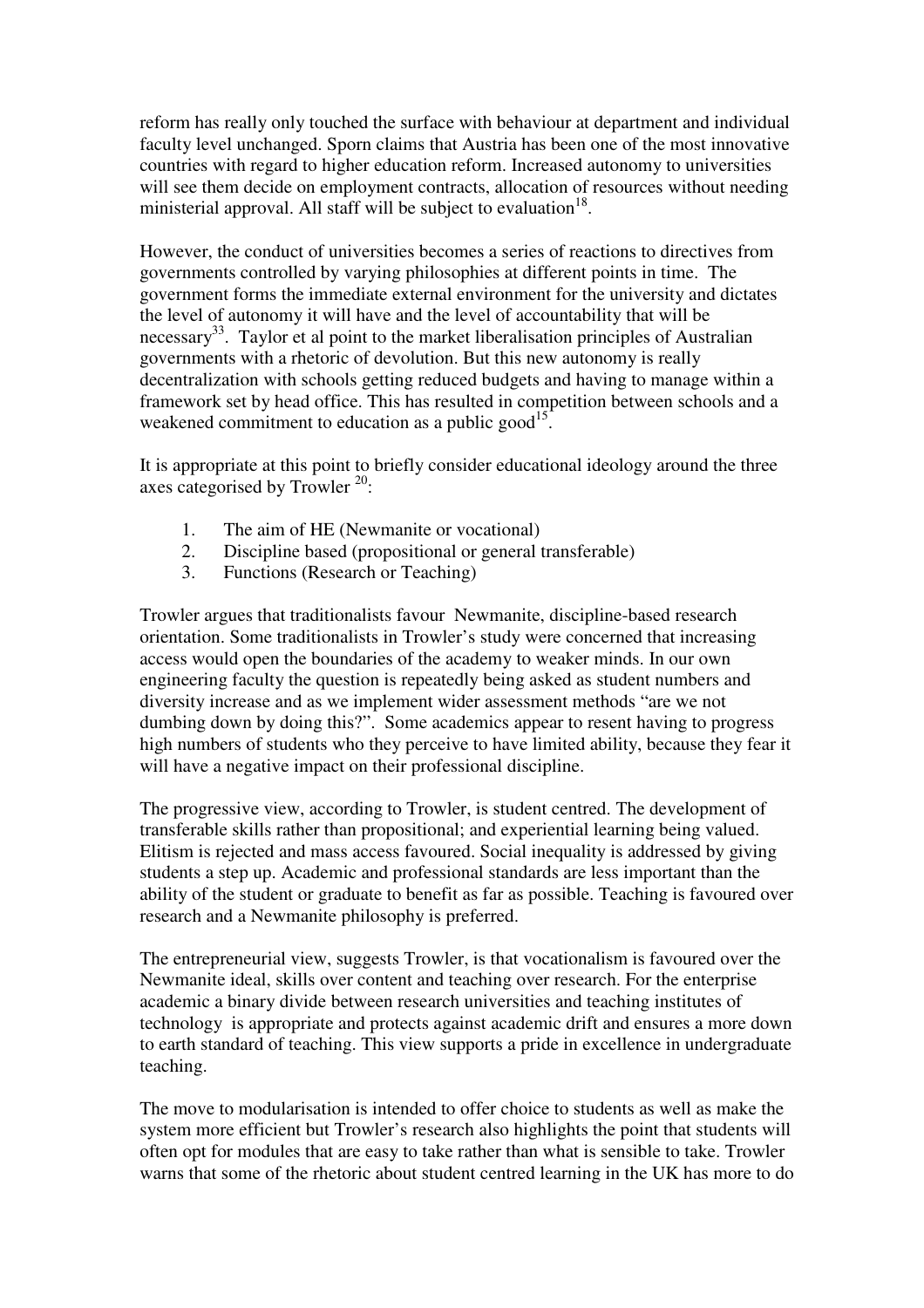reform has really only touched the surface with behaviour at department and individual faculty level unchanged. Sporn claims that Austria has been one of the most innovative countries with regard to higher education reform. Increased autonomy to universities will see them decide on employment contracts, allocation of resources without needing ministerial approval. All staff will be subject to evaluation[18].

However, the conduct of universities becomes a series of reactions to directives from governments controlled by varying philosophies at different points in time. The government forms the immediate external environment for the university and dictates the level of autonomy it will have and the level of accountability that will be necessary[33]. Taylor et al point to the market liberalisation principles of Australian governments with a rhetoric of devolution. But this new autonomy is really decentralization with schools getting reduced budgets and having to manage within a framework set by head office. This has resulted in competition between schools and a weakened commitment to education as a public good[15].

It is appropriate at this point to briefly consider educational ideology around the three axes categorised by Trowler [20]:

1. The aim of HE (Newmanite or vocational)
2. Discipline based (propositional or general transferable)
3. Functions (Research or Teaching)

Trowler argues that traditionalists favour Newmanite, discipline-based research orientation. Some traditionalists in Trowler's study were concerned that increasing access would open the boundaries of the academy to weaker minds. In our own engineering faculty the question is repeatedly being asked as student numbers and diversity increase and as we implement wider assessment methods "are we not dumbing down by doing this?". Some academics appear to resent having to progress high numbers of students who they perceive to have limited ability, because they fear it will have a negative impact on their professional discipline.

The progressive view, according to Trowler, is student centred. The development of transferable skills rather than propositional; and experiential learning being valued. Elitism is rejected and mass access favoured. Social inequality is addressed by giving students a step up. Academic and professional standards are less important than the ability of the student or graduate to benefit as far as possible. Teaching is favoured over research and a Newmanite philosophy is preferred.

The entrepreneurial view, suggests Trowler, is that vocationalism is favoured over the Newmanite ideal, skills over content and teaching over research. For the enterprise academic a binary divide between research universities and teaching institutes of technology is appropriate and protects against academic drift and ensures a more down to earth standard of teaching. This view supports a pride in excellence in undergraduate teaching.

The move to modularisation is intended to offer choice to students as well as make the system more efficient but Trowler's research also highlights the point that students will often opt for modules that are easy to take rather than what is sensible to take. Trowler warns that some of the rhetoric about student centred learning in the UK has more to do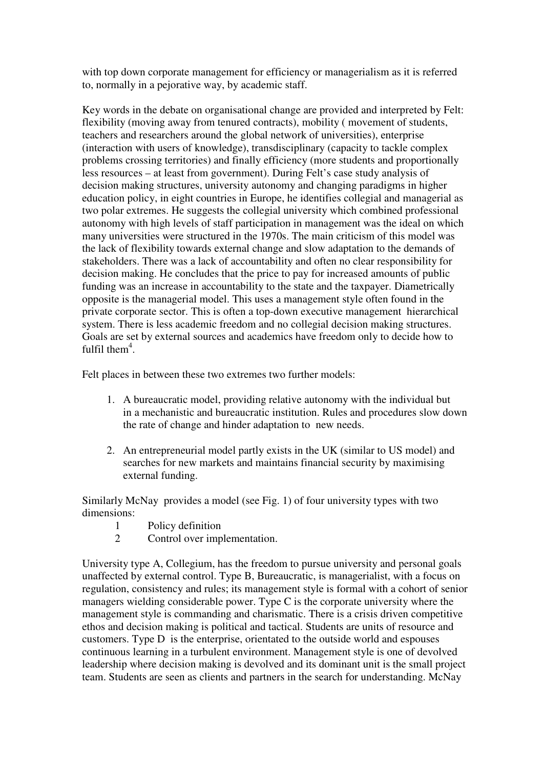with top down corporate management for efficiency or managerialism as it is referred to, normally in a pejorative way, by academic staff.

Key words in the debate on organisational change are provided and interpreted by Felt: flexibility (moving away from tenured contracts), mobility ( movement of students, teachers and researchers around the global network of universities), enterprise (interaction with users of knowledge), transdisciplinary (capacity to tackle complex problems crossing territories) and finally efficiency (more students and proportionally less resources – at least from government). During Felt's case study analysis of decision making structures, university autonomy and changing paradigms in higher education policy, in eight countries in Europe, he identifies collegial and managerial as two polar extremes. He suggests the collegial university which combined professional autonomy with high levels of staff participation in management was the ideal on which many universities were structured in the 1970s. The main criticism of this model was the lack of flexibility towards external change and slow adaptation to the demands of stakeholders. There was a lack of accountability and often no clear responsibility for decision making. He concludes that the price to pay for increased amounts of public funding was an increase in accountability to the state and the taxpayer. Diametrically opposite is the managerial model. This uses a management style often found in the private corporate sector. This is often a top-down executive management hierarchical system. There is less academic freedom and no collegial decision making structures. Goals are set by external sources and academics have freedom only to decide how to fulfil them[4].

Felt places in between these two extremes two further models:

1. A bureaucratic model, providing relative autonomy with the individual but in a mechanistic and bureaucratic institution. Rules and procedures slow down the rate of change and hinder adaptation to new needs.

2. An entrepreneurial model partly exists in the UK (similar to US model) and searches for new markets and maintains financial security by maximising external funding.

Similarly McNay provides a model (see Fig. 1) of four university types with two dimensions:

1. Policy definition
2. Control over implementation.

University type A, Collegium, has the freedom to pursue university and personal goals unaffected by external control. Type B, Bureaucratic, is managerialist, with a focus on regulation, consistency and rules; its management style is formal with a cohort of senior managers wielding considerable power. Type C is the corporate university where the management style is commanding and charismatic. There is a crisis driven competitive ethos and decision making is political and tactical. Students are units of resource and customers. Type D is the enterprise, orientated to the outside world and espouses continuous learning in a turbulent environment. Management style is one of devolved leadership where decision making is devolved and its dominant unit is the small project team. Students are seen as clients and partners in the search for understanding. McNay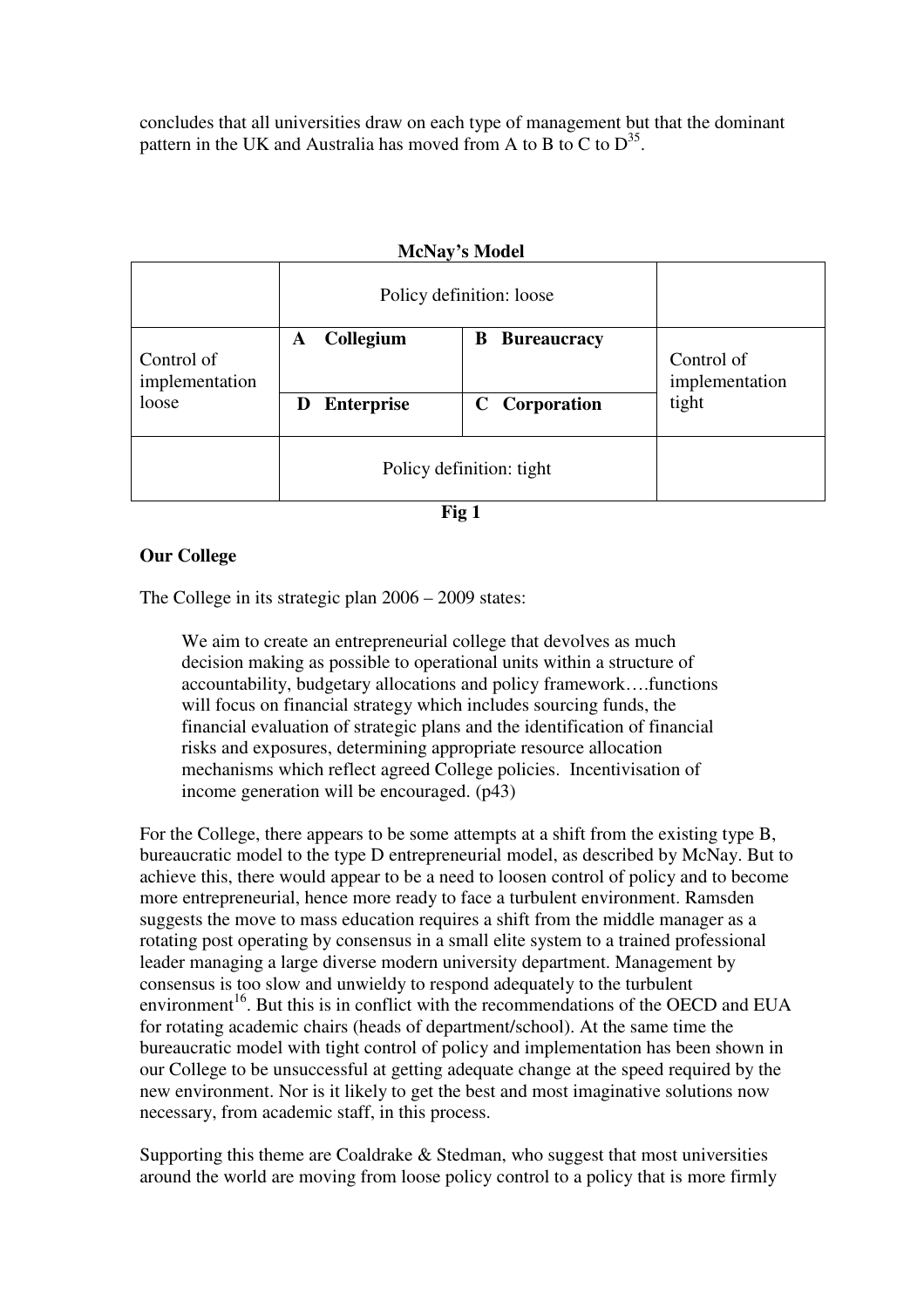concludes that all universities draw on each type of management but that the dominant pattern in the UK and Australia has moved from A to B to C to D[35].

**McNay's Model**

| | Policy definition: loose | | |
|---|---|---|---|
| Control of implementation loose | **A Collegium** | **B Bureaucracy** | Control of implementation tight |
| | **D Enterprise** | **C Corporation** | |
| | Policy definition: tight | | |

**Fig 1**

**Our College**

The College in its strategic plan 2006 – 2009 states:

> We aim to create an entrepreneurial college that devolves as much decision making as possible to operational units within a structure of accountability, budgetary allocations and policy framework….functions will focus on financial strategy which includes sourcing funds, the financial evaluation of strategic plans and the identification of financial risks and exposures, determining appropriate resource allocation mechanisms which reflect agreed College policies. Incentivisation of income generation will be encouraged. (p43)

For the College, there appears to be some attempts at a shift from the existing type B, bureaucratic model to the type D entrepreneurial model, as described by McNay. But to achieve this, there would appear to be a need to loosen control of policy and to become more entrepreneurial, hence more ready to face a turbulent environment. Ramsden suggests the move to mass education requires a shift from the middle manager as a rotating post operating by consensus in a small elite system to a trained professional leader managing a large diverse modern university department. Management by consensus is too slow and unwieldy to respond adequately to the turbulent environment[16]. But this is in conflict with the recommendations of the OECD and EUA for rotating academic chairs (heads of department/school). At the same time the bureaucratic model with tight control of policy and implementation has been shown in our College to be unsuccessful at getting adequate change at the speed required by the new environment. Nor is it likely to get the best and most imaginative solutions now necessary, from academic staff, in this process.

Supporting this theme are Coaldrake & Stedman, who suggest that most universities around the world are moving from loose policy control to a policy that is more firmly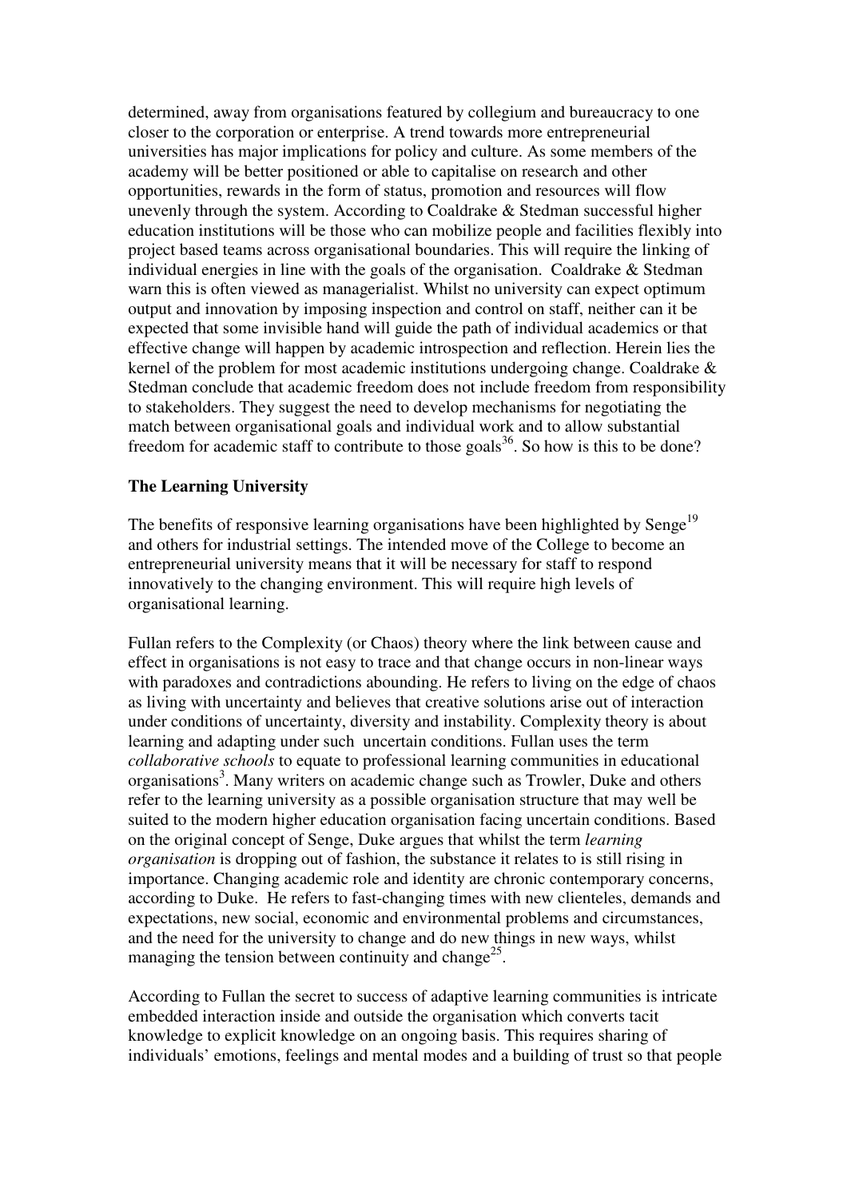determined, away from organisations featured by collegium and bureaucracy to one closer to the corporation or enterprise. A trend towards more entrepreneurial universities has major implications for policy and culture. As some members of the academy will be better positioned or able to capitalise on research and other opportunities, rewards in the form of status, promotion and resources will flow unevenly through the system. According to Coaldrake & Stedman successful higher education institutions will be those who can mobilize people and facilities flexibly into project based teams across organisational boundaries. This will require the linking of individual energies in line with the goals of the organisation. Coaldrake & Stedman warn this is often viewed as managerialist. Whilst no university can expect optimum output and innovation by imposing inspection and control on staff, neither can it be expected that some invisible hand will guide the path of individual academics or that effective change will happen by academic introspection and reflection. Herein lies the kernel of the problem for most academic institutions undergoing change. Coaldrake & Stedman conclude that academic freedom does not include freedom from responsibility to stakeholders. They suggest the need to develop mechanisms for negotiating the match between organisational goals and individual work and to allow substantial freedom for academic staff to contribute to those goals[36]. So how is this to be done?

**The Learning University**

The benefits of responsive learning organisations have been highlighted by Senge[19] and others for industrial settings. The intended move of the College to become an entrepreneurial university means that it will be necessary for staff to respond innovatively to the changing environment. This will require high levels of organisational learning.

Fullan refers to the Complexity (or Chaos) theory where the link between cause and effect in organisations is not easy to trace and that change occurs in non-linear ways with paradoxes and contradictions abounding. He refers to living on the edge of chaos as living with uncertainty and believes that creative solutions arise out of interaction under conditions of uncertainty, diversity and instability. Complexity theory is about learning and adapting under such uncertain conditions. Fullan uses the term *collaborative schools* to equate to professional learning communities in educational organisations[3]. Many writers on academic change such as Trowler, Duke and others refer to the learning university as a possible organisation structure that may well be suited to the modern higher education organisation facing uncertain conditions. Based on the original concept of Senge, Duke argues that whilst the term *learning organisation* is dropping out of fashion, the substance it relates to is still rising in importance. Changing academic role and identity are chronic contemporary concerns, according to Duke. He refers to fast-changing times with new clienteles, demands and expectations, new social, economic and environmental problems and circumstances, and the need for the university to change and do new things in new ways, whilst managing the tension between continuity and change[25].

According to Fullan the secret to success of adaptive learning communities is intricate embedded interaction inside and outside the organisation which converts tacit knowledge to explicit knowledge on an ongoing basis. This requires sharing of individuals' emotions, feelings and mental modes and a building of trust so that people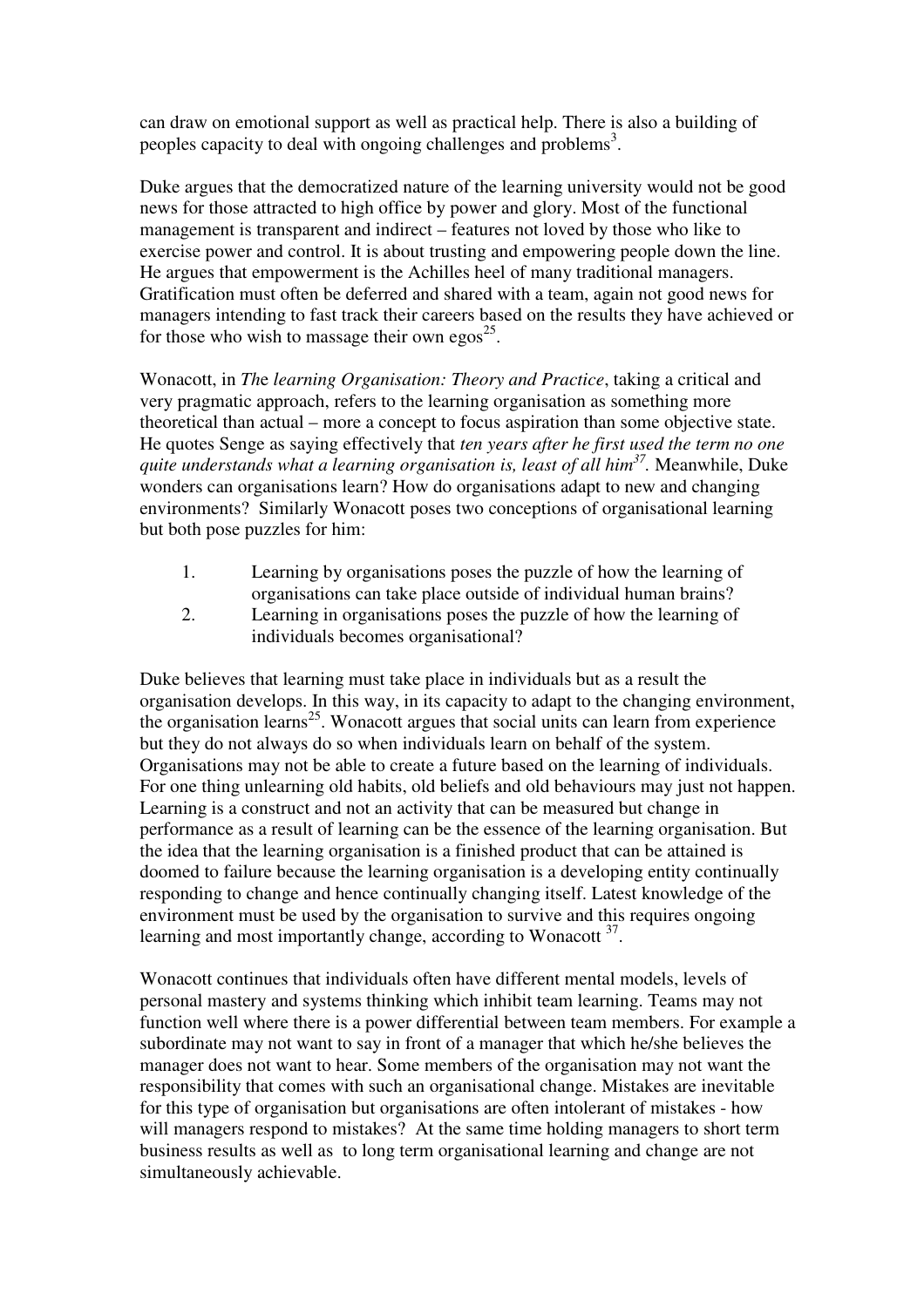can draw on emotional support as well as practical help. There is also a building of peoples capacity to deal with ongoing challenges and problems[3].

Duke argues that the democratized nature of the learning university would not be good news for those attracted to high office by power and glory. Most of the functional management is transparent and indirect – features not loved by those who like to exercise power and control. It is about trusting and empowering people down the line. He argues that empowerment is the Achilles heel of many traditional managers. Gratification must often be deferred and shared with a team, again not good news for managers intending to fast track their careers based on the results they have achieved or for those who wish to massage their own egos[25].

Wonacott, in *The learning Organisation: Theory and Practice*, taking a critical and very pragmatic approach, refers to the learning organisation as something more theoretical than actual – more a concept to focus aspiration than some objective state. He quotes Senge as saying effectively that *ten years after he first used the term no one quite understands what a learning organisation is, least of all him*[37]. Meanwhile, Duke wonders can organisations learn? How do organisations adapt to new and changing environments? Similarly Wonacott poses two conceptions of organisational learning but both pose puzzles for him:

1. Learning by organisations poses the puzzle of how the learning of organisations can take place outside of individual human brains?
2. Learning in organisations poses the puzzle of how the learning of individuals becomes organisational?

Duke believes that learning must take place in individuals but as a result the organisation develops. In this way, in its capacity to adapt to the changing environment, the organisation learns[25]. Wonacott argues that social units can learn from experience but they do not always do so when individuals learn on behalf of the system. Organisations may not be able to create a future based on the learning of individuals. For one thing unlearning old habits, old beliefs and old behaviours may just not happen. Learning is a construct and not an activity that can be measured but change in performance as a result of learning can be the essence of the learning organisation. But the idea that the learning organisation is a finished product that can be attained is doomed to failure because the learning organisation is a developing entity continually responding to change and hence continually changing itself. Latest knowledge of the environment must be used by the organisation to survive and this requires ongoing learning and most importantly change, according to Wonacott [37].

Wonacott continues that individuals often have different mental models, levels of personal mastery and systems thinking which inhibit team learning. Teams may not function well where there is a power differential between team members. For example a subordinate may not want to say in front of a manager that which he/she believes the manager does not want to hear. Some members of the organisation may not want the responsibility that comes with such an organisational change. Mistakes are inevitable for this type of organisation but organisations are often intolerant of mistakes - how will managers respond to mistakes? At the same time holding managers to short term business results as well as to long term organisational learning and change are not simultaneously achievable.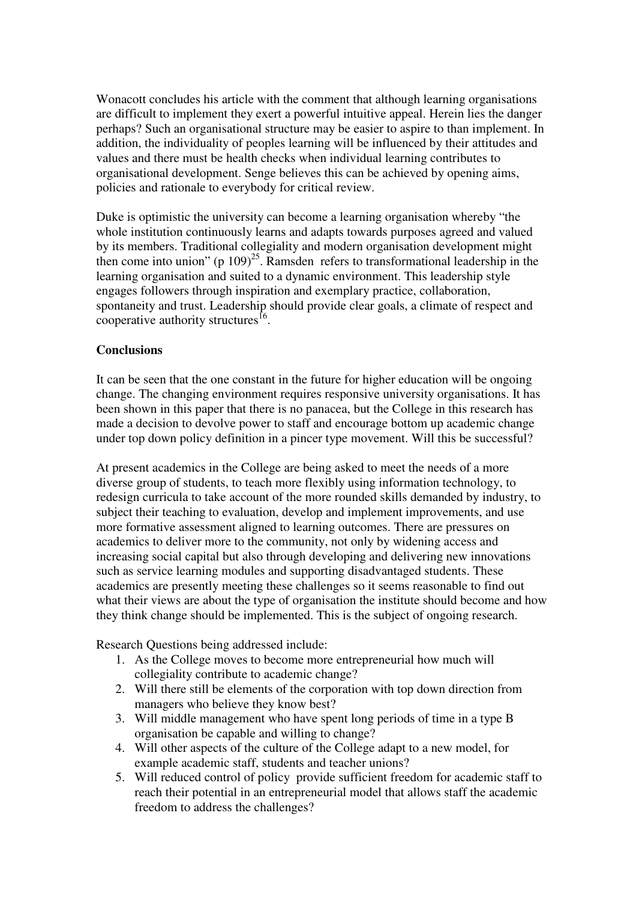Wonacott concludes his article with the comment that although learning organisations are difficult to implement they exert a powerful intuitive appeal. Herein lies the danger perhaps? Such an organisational structure may be easier to aspire to than implement. In addition, the individuality of peoples learning will be influenced by their attitudes and values and there must be health checks when individual learning contributes to organisational development. Senge believes this can be achieved by opening aims, policies and rationale to everybody for critical review.

Duke is optimistic the university can become a learning organisation whereby "the whole institution continuously learns and adapts towards purposes agreed and valued by its members. Traditional collegiality and modern organisation development might then come into union" (p 109)[25]. Ramsden refers to transformational leadership in the learning organisation and suited to a dynamic environment. This leadership style engages followers through inspiration and exemplary practice, collaboration, spontaneity and trust. Leadership should provide clear goals, a climate of respect and cooperative authority structures[16].

**Conclusions**

It can be seen that the one constant in the future for higher education will be ongoing change. The changing environment requires responsive university organisations. It has been shown in this paper that there is no panacea, but the College in this research has made a decision to devolve power to staff and encourage bottom up academic change under top down policy definition in a pincer type movement. Will this be successful?

At present academics in the College are being asked to meet the needs of a more diverse group of students, to teach more flexibly using information technology, to redesign curricula to take account of the more rounded skills demanded by industry, to subject their teaching to evaluation, develop and implement improvements, and use more formative assessment aligned to learning outcomes. There are pressures on academics to deliver more to the community, not only by widening access and increasing social capital but also through developing and delivering new innovations such as service learning modules and supporting disadvantaged students. These academics are presently meeting these challenges so it seems reasonable to find out what their views are about the type of organisation the institute should become and how they think change should be implemented. This is the subject of ongoing research.

Research Questions being addressed include:

1. As the College moves to become more entrepreneurial how much will collegiality contribute to academic change?
2. Will there still be elements of the corporation with top down direction from managers who believe they know best?
3. Will middle management who have spent long periods of time in a type B organisation be capable and willing to change?
4. Will other aspects of the culture of the College adapt to a new model, for example academic staff, students and teacher unions?
5. Will reduced control of policy provide sufficient freedom for academic staff to reach their potential in an entrepreneurial model that allows staff the academic freedom to address the challenges?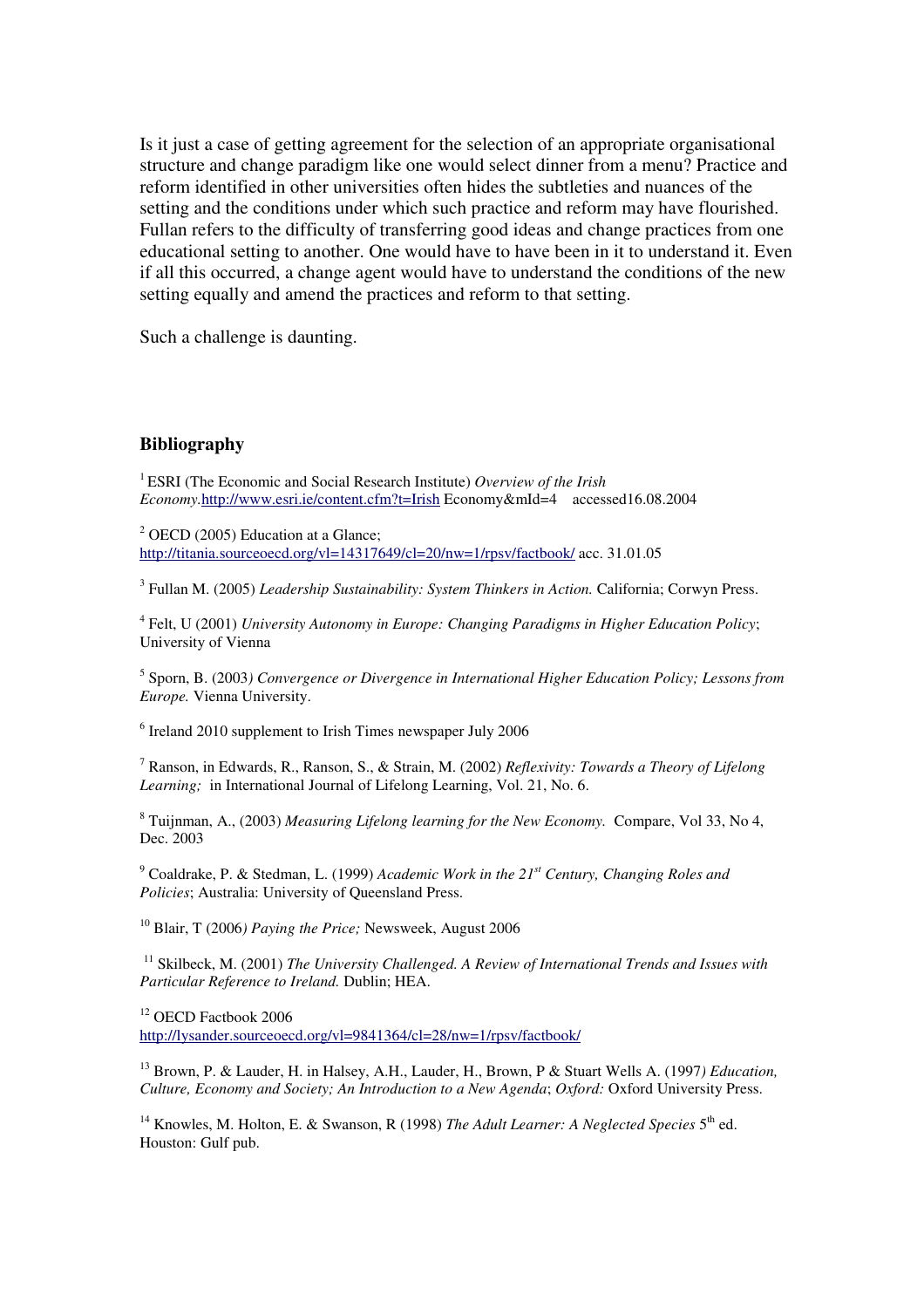Is it just a case of getting agreement for the selection of an appropriate organisational structure and change paradigm like one would select dinner from a menu? Practice and reform identified in other universities often hides the subtleties and nuances of the setting and the conditions under which such practice and reform may have flourished. Fullan refers to the difficulty of transferring good ideas and change practices from one educational setting to another. One would have to have been in it to understand it. Even if all this occurred, a change agent would have to understand the conditions of the new setting equally and amend the practices and reform to that setting.

Such a challenge is daunting.

## Bibliography

[1] ESRI (The Economic and Social Research Institute) *Overview of the Irish Economy.*http://www.esri.ie/content.cfm?t=Irish Economy&mId=4 accessed16.08.2004

[2] OECD (2005) Education at a Glance; http://titania.sourceoecd.org/vl=14317649/cl=20/nw=1/rpsv/factbook/ acc. 31.01.05

[3] Fullan M. (2005) *Leadership Sustainability: System Thinkers in Action.* California; Corwyn Press.

[4] Felt, U (2001) *University Autonomy in Europe: Changing Paradigms in Higher Education Policy*; University of Vienna

[5] Sporn, B. (2003*) Convergence or Divergence in International Higher Education Policy; Lessons from Europe.* Vienna University.

[6] Ireland 2010 supplement to Irish Times newspaper July 2006

[7] Ranson, in Edwards, R., Ranson, S., & Strain, M. (2002) *Reflexivity: Towards a Theory of Lifelong Learning;* in International Journal of Lifelong Learning, Vol. 21, No. 6.

[8] Tuijnman, A., (2003) *Measuring Lifelong learning for the New Economy.* Compare, Vol 33, No 4, Dec. 2003

[9] Coaldrake, P. & Stedman, L. (1999) *Academic Work in the 21st Century, Changing Roles and Policies*; Australia: University of Queensland Press.

[10] Blair, T (2006*) Paying the Price;* Newsweek, August 2006

[11] Skilbeck, M. (2001) *The University Challenged. A Review of International Trends and Issues with Particular Reference to Ireland.* Dublin; HEA.

[12] OECD Factbook 2006 http://lysander.sourceoecd.org/vl=9841364/cl=28/nw=1/rpsv/factbook/

[13] Brown, P. & Lauder, H. in Halsey, A.H., Lauder, H., Brown, P & Stuart Wells A. (1997*) Education, Culture, Economy and Society; An Introduction to a New Agenda*; *Oxford:* Oxford University Press.

[14] Knowles, M. Holton, E. & Swanson, R (1998) *The Adult Learner: A Neglected Species* 5th ed. Houston: Gulf pub.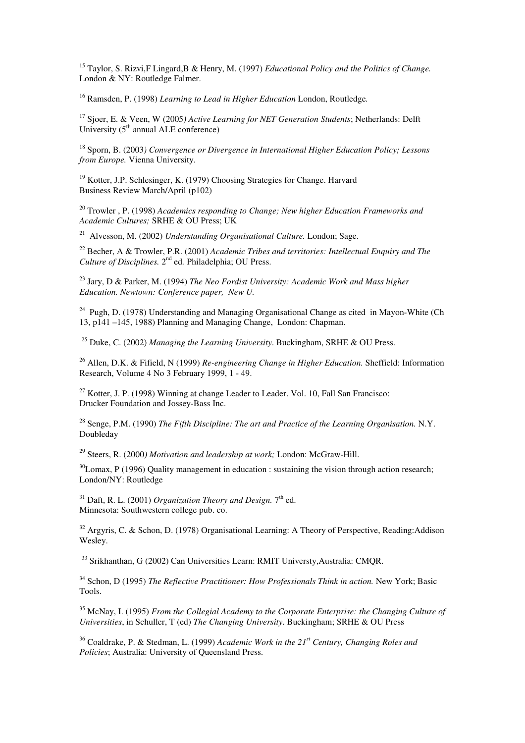[15] Taylor, S. Rizvi,F Lingard,B & Henry, M. (1997) *Educational Policy and the Politics of Change.* London & NY: Routledge Falmer.

[16] Ramsden, P. (1998) *Learning to Lead in Higher Education* London, Routledge.

[17] Sjoer, E. & Veen, W (2005*) Active Learning for NET Generation Students*; Netherlands: Delft University (5th annual ALE conference)

[18] Sporn, B. (2003*) Convergence or Divergence in International Higher Education Policy; Lessons from Europe.* Vienna University.

[19] Kotter, J.P. Schlesinger, K. (1979) Choosing Strategies for Change. Harvard Business Review March/April (p102)

[20] Trowler , P. (1998) *Academics responding to Change; New higher Education Frameworks and Academic Cultures;* SRHE & OU Press; UK

[21] Alvesson, M. (2002) *Understanding Organisational Culture.* London; Sage.

[22] Becher, A & Trowler, P.R. (2001) *Academic Tribes and territories: Intellectual Enquiry and The Culture of Disciplines.* 2nd ed. Philadelphia; OU Press.

[23] Jary, D & Parker, M. (1994) *The Neo Fordist University: Academic Work and Mass higher Education. Newtown: Conference paper, New U.*

[24] Pugh, D. (1978) Understanding and Managing Organisational Change as cited in Mayon-White (Ch 13, p141 –145, 1988) Planning and Managing Change, London: Chapman.

[25] Duke, C. (2002) *Managing the Learning University*. Buckingham, SRHE & OU Press.

[26] Allen, D.K. & Fifield, N (1999) *Re-engineering Change in Higher Education.* Sheffield: Information Research, Volume 4 No 3 February 1999, 1 - 49.

[27] Kotter, J. P. (1998) Winning at change Leader to Leader. Vol. 10, Fall San Francisco: Drucker Foundation and Jossey-Bass Inc.

[28] Senge, P.M. (1990) *The Fifth Discipline: The art and Practice of the Learning Organisation.* N.Y. Doubleday

[29] Steers, R. (2000*) Motivation and leadership at work;* London: McGraw-Hill.

[30] Lomax, P (1996) Quality management in education : sustaining the vision through action research; London/NY: Routledge

[31] Daft, R. L. (2001) *Organization Theory and Design.* 7th ed. Minnesota: Southwestern college pub. co.

[32] Argyris, C. & Schon, D. (1978) Organisational Learning: A Theory of Perspective, Reading:Addison Wesley.

[33] Srikhanthan, G (2002) Can Universities Learn: RMIT Universty,Australia: CMQR.

[34] Schon, D (1995) *The Reflective Practitioner: How Professionals Think in action.* New York; Basic Tools.

[35] McNay, I. (1995) *From the Collegial Academy to the Corporate Enterprise: the Changing Culture of Universities*, in Schuller, T (ed) *The Changing University*. Buckingham; SRHE & OU Press

[36] Coaldrake, P. & Stedman, L. (1999) *Academic Work in the 21st Century, Changing Roles and Policies*; Australia: University of Queensland Press.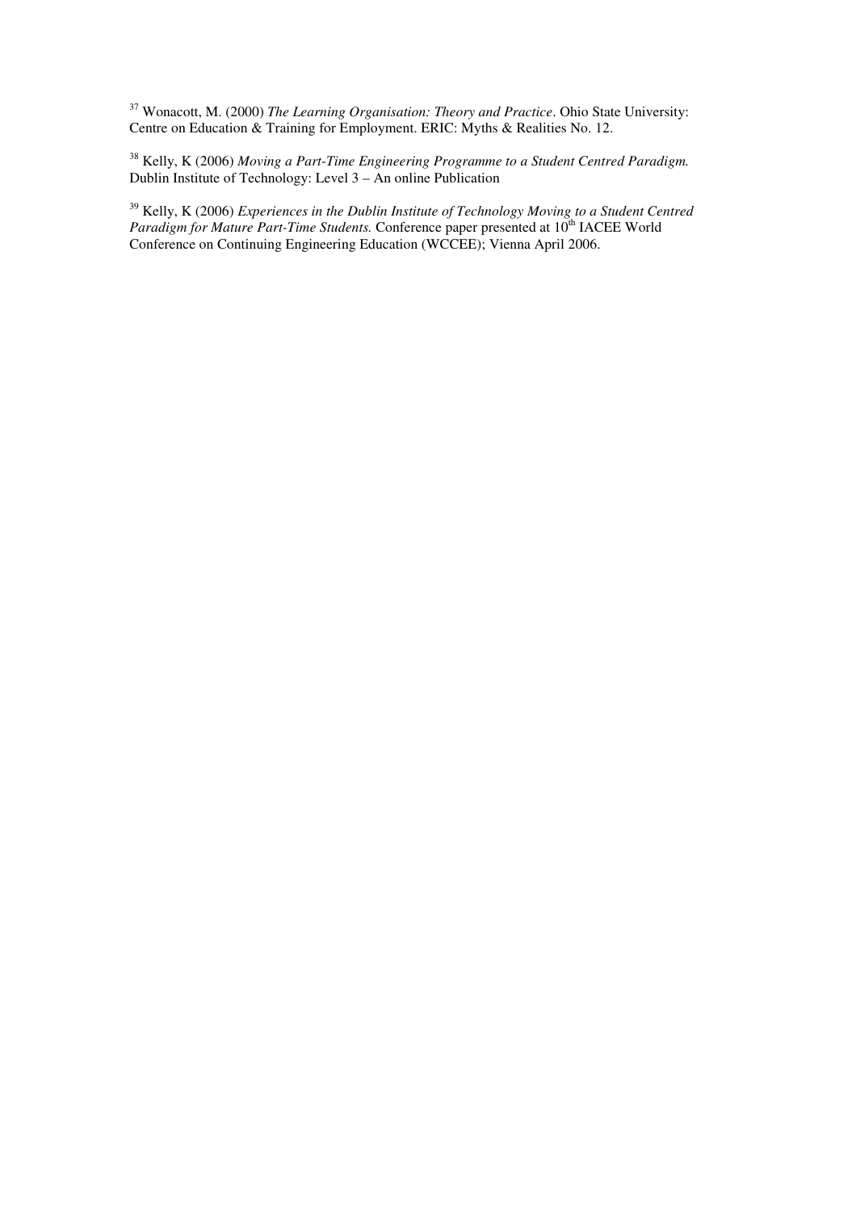[37] Wonacott, M. (2000) *The Learning Organisation: Theory and Practice*. Ohio State University: Centre on Education & Training for Employment. ERIC: Myths & Realities No. 12.

[38] Kelly, K (2006) *Moving a Part-Time Engineering Programme to a Student Centred Paradigm.* Dublin Institute of Technology: Level 3 – An online Publication

[39] Kelly, K (2006) *Experiences in the Dublin Institute of Technology Moving to a Student Centred Paradigm for Mature Part-Time Students.* Conference paper presented at 10th IACEE World Conference on Continuing Engineering Education (WCCEE); Vienna April 2006.